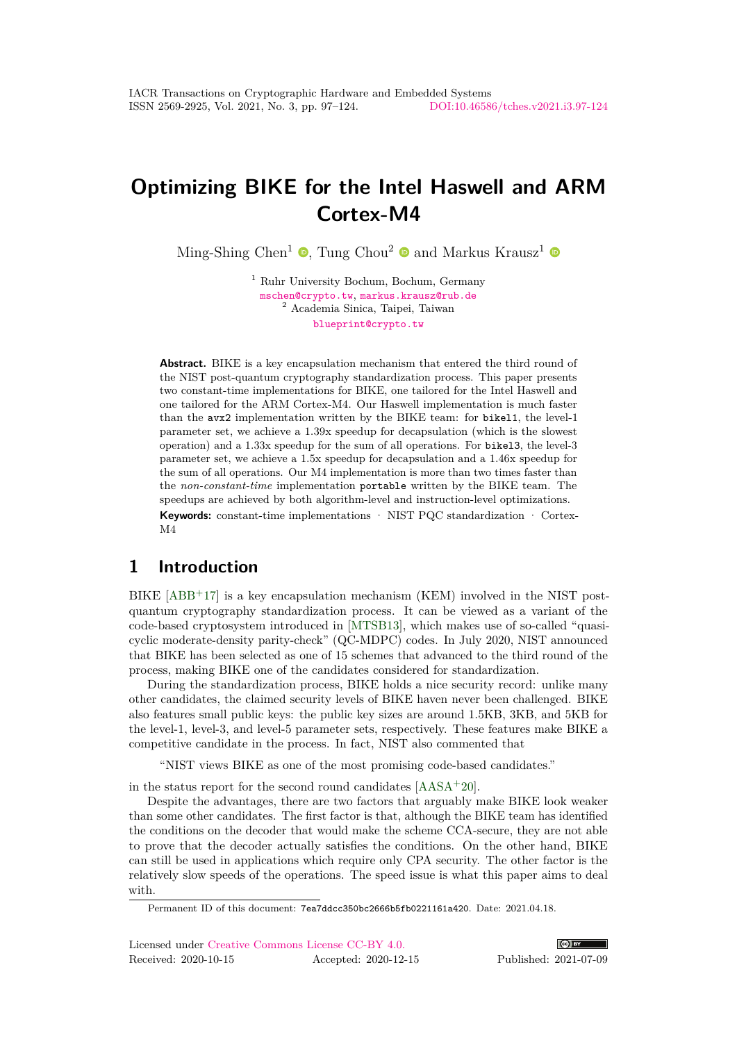# Optimizing BIKE for the Intel Haswell and ARM Cortex-M4

Ming-Shing Chen[1], Tung Chou[2] and Markus Krausz[1]

[1] Ruhr University Bochum, Bochum, Germany
mschen@crypto.tw, markus.krausz@rub.de
[2] Academia Sinica, Taipei, Taiwan
blueprint@crypto.tw

**Abstract.** BIKE is a key encapsulation mechanism that entered the third round of the NIST post-quantum cryptography standardization process. This paper presents two constant-time implementations for BIKE, one tailored for the Intel Haswell and one tailored for the ARM Cortex-M4. Our Haswell implementation is much faster than the `avx2` implementation written by the BIKE team: for `bikel1`, the level-1 parameter set, we achieve a 1.39x speedup for decapsulation (which is the slowest operation) and a 1.33x speedup for the sum of all operations. For `bikel3`, the level-3 parameter set, we achieve a 1.5x speedup for decapsulation and a 1.46x speedup for the sum of all operations. Our M4 implementation is more than two times faster than the *non-constant-time* implementation `portable` written by the BIKE team. The speedups are achieved by both algorithm-level and instruction-level optimizations.

**Keywords:** constant-time implementations · NIST PQC standardization · Cortex-M4

## 1 Introduction

BIKE [ABB+17] is a key encapsulation mechanism (KEM) involved in the NIST post-quantum cryptography standardization process. It can be viewed as a variant of the code-based cryptosystem introduced in [MTSB13], which makes use of so-called "quasi-cyclic moderate-density parity-check" (QC-MDPC) codes. In July 2020, NIST announced that BIKE has been selected as one of 15 schemes that advanced to the third round of the process, making BIKE one of the candidates considered for standardization.

During the standardization process, BIKE holds a nice security record: unlike many other candidates, the claimed security levels of BIKE have never been challenged. BIKE also features small public keys: the public key sizes are around 1.5KB, 3KB, and 5KB for the level-1, level-3, and level-5 parameter sets, respectively. These features make BIKE a competitive candidate in the process. In fact, NIST also commented that

"NIST views BIKE as one of the most promising code-based candidates."

in the status report for the second round candidates [AASA+20].

Despite the advantages, there are two factors that arguably make BIKE look weaker than some other candidates. The first factor is that, although the BIKE team has identified the conditions on the decoder that would make the scheme CCA-secure, they are not able to prove that the decoder actually satisfies the conditions. On the other hand, BIKE can still be used in applications which require only CPA security. The other factor is the relatively slow speeds of the operations. The speed issue is what this paper aims to deal with.

Permanent ID of this document: `7ea7ddcc350bc2666b5fb0221161a420`. Date: 2021.04.18.

Licensed under Creative Commons License CC-BY 4.0.
Received: 2020-10-15 Accepted: 2020-12-15 Published: 2021-07-09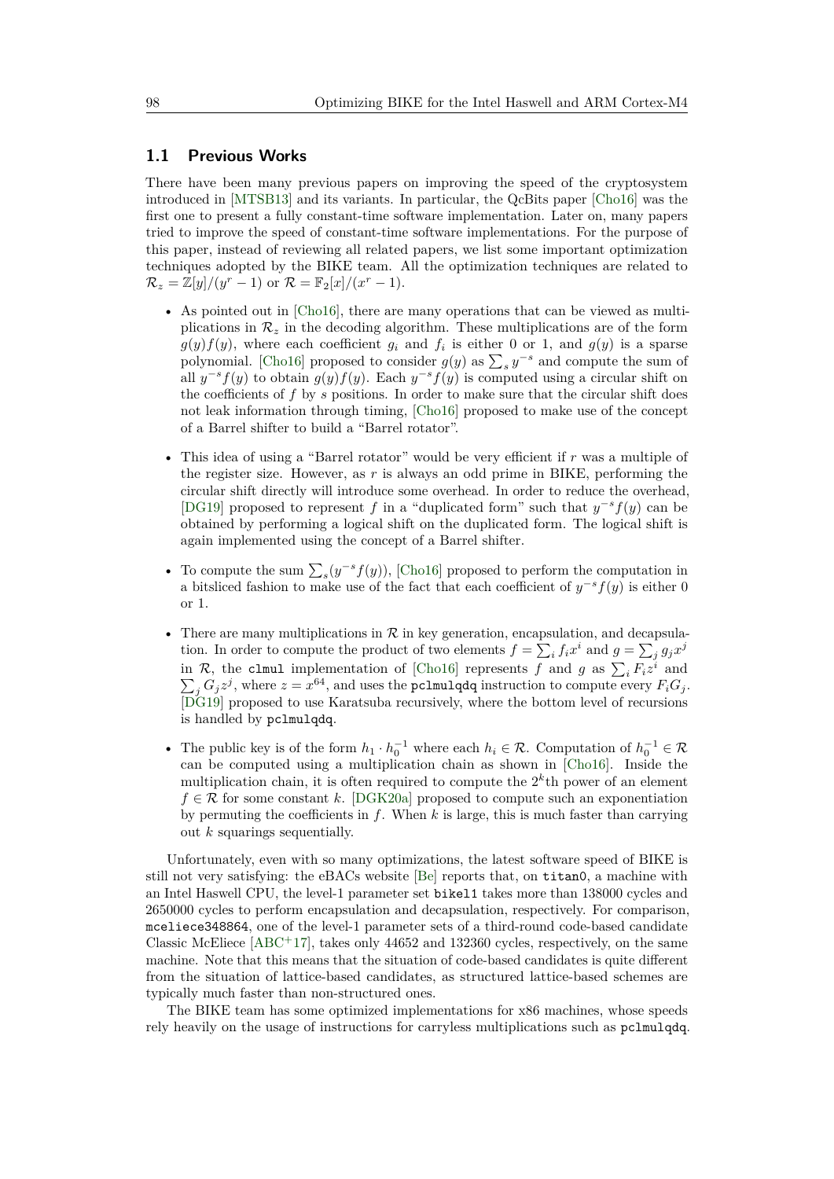### 1.1 Previous Works

There have been many previous papers on improving the speed of the cryptosystem introduced in [MTSB13] and its variants. In particular, the QcBits paper [Cho16] was the first one to present a fully constant-time software implementation. Later on, many papers tried to improve the speed of constant-time software implementations. For the purpose of this paper, instead of reviewing all related papers, we list some important optimization techniques adopted by the BIKE team. All the optimization techniques are related to $\mathcal{R}_z = \mathbb{Z}[y]/(y^r - 1)$ or $\mathcal{R} = \mathbb{F}_2[x]/(x^r - 1)$.

- As pointed out in [Cho16], there are many operations that can be viewed as multiplications in $\mathcal{R}_z$ in the decoding algorithm. These multiplications are of the form $g(y)f(y)$, where each coefficient $g_i$ and $f_i$ is either 0 or 1, and $g(y)$ is a sparse polynomial. [Cho16] proposed to consider $g(y)$ as $\sum_s y^{-s}$ and compute the sum of all $y^{-s}f(y)$ to obtain $g(y)f(y)$. Each $y^{-s}f(y)$ is computed using a circular shift on the coefficients of $f$ by $s$ positions. In order to make sure that the circular shift does not leak information through timing, [Cho16] proposed to make use of the concept of a Barrel shifter to build a "Barrel rotator".
- This idea of using a "Barrel rotator" would be very efficient if $r$ was a multiple of the register size. However, as $r$ is always an odd prime in BIKE, performing the circular shift directly will introduce some overhead. In order to reduce the overhead, [DG19] proposed to represent $f$ in a "duplicated form" such that $y^{-s}f(y)$ can be obtained by performing a logical shift on the duplicated form. The logical shift is again implemented using the concept of a Barrel shifter.
- To compute the sum $\sum_s(y^{-s}f(y))$, [Cho16] proposed to perform the computation in a bitsliced fashion to make use of the fact that each coefficient of $y^{-s}f(y)$ is either 0 or 1.
- There are many multiplications in $\mathcal{R}$ in key generation, encapsulation, and decapsulation. In order to compute the product of two elements $f = \sum_i f_i x^i$ and $g = \sum_j g_j x^j$ in $\mathcal{R}$, the `clmul` implementation of [Cho16] represents $f$ and $g$ as $\sum_i F_i z^i$ and $\sum_j G_j z^j$, where $z = x^{64}$, and uses the `pclmulqdq` instruction to compute every $F_i G_j$. [DG19] proposed to use Karatsuba recursively, where the bottom level of recursions is handled by `pclmulqdq`.
- The public key is of the form $h_1 \cdot h_0^{-1}$ where each $h_i \in \mathcal{R}$. Computation of $h_0^{-1} \in \mathcal{R}$ can be computed using a multiplication chain as shown in [Cho16]. Inside the multiplication chain, it is often required to compute the $2^k$th power of an element $f \in \mathcal{R}$ for some constant $k$. [DGK20a] proposed to compute such an exponentiation by permuting the coefficients in $f$. When $k$ is large, this is much faster than carrying out $k$ squarings sequentially.

Unfortunately, even with so many optimizations, the latest software speed of BIKE is still not very satisfying: the eBACs website [Be] reports that, on `titan0`, a machine with an Intel Haswell CPU, the level-1 parameter set `bikel1` takes more than 138000 cycles and 2650000 cycles to perform encapsulation and decapsulation, respectively. For comparison, `mceliece348864`, one of the level-1 parameter sets of a third-round code-based candidate Classic McEliece [ABC+17], takes only 44652 and 132360 cycles, respectively, on the same machine. Note that this means that the situation of code-based candidates is quite different from the situation of lattice-based candidates, as structured lattice-based schemes are typically much faster than non-structured ones.

The BIKE team has some optimized implementations for x86 machines, whose speeds rely heavily on the usage of instructions for carryless multiplications such as `pclmulqdq`.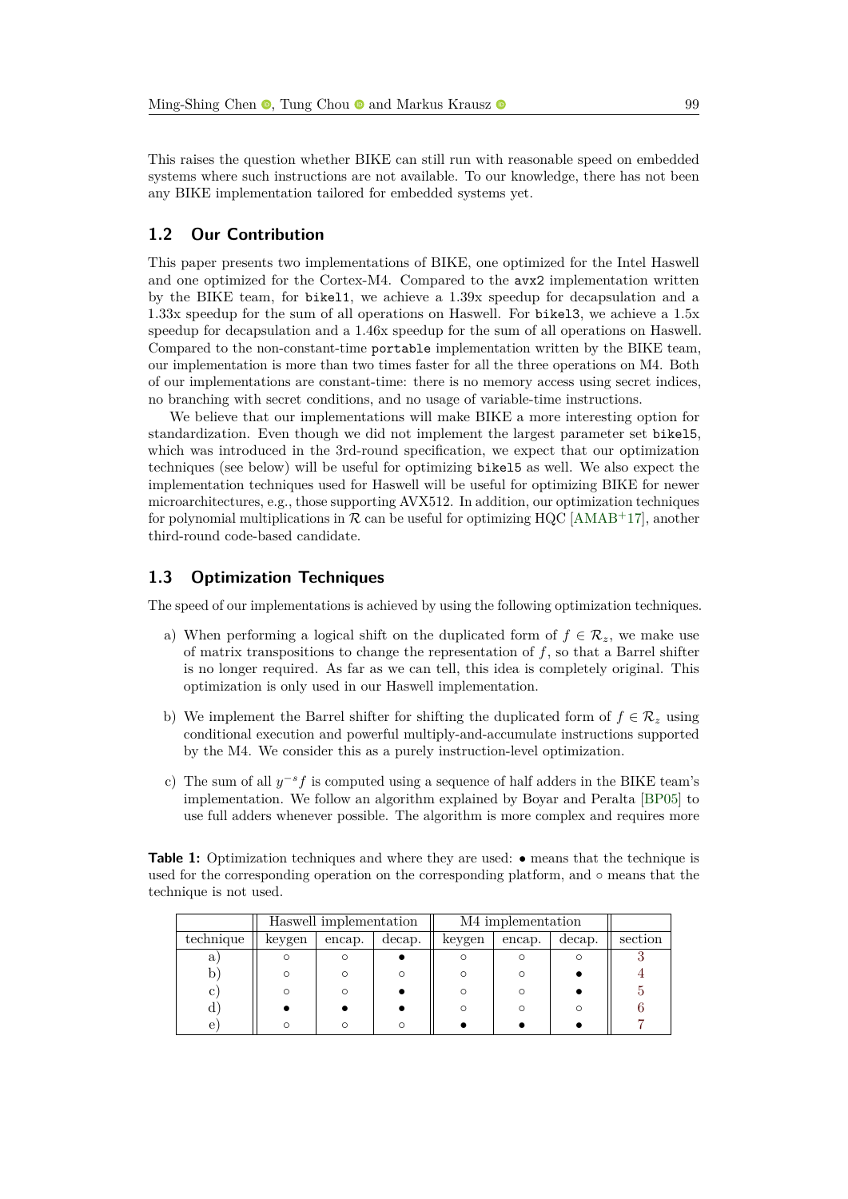This raises the question whether BIKE can still run with reasonable speed on embedded systems where such instructions are not available. To our knowledge, there has not been any BIKE implementation tailored for embedded systems yet.

## 1.2 Our Contribution

This paper presents two implementations of BIKE, one optimized for the Intel Haswell and one optimized for the Cortex-M4. Compared to the `avx2` implementation written by the BIKE team, for `bikel1`, we achieve a 1.39x speedup for decapsulation and a 1.33x speedup for the sum of all operations on Haswell. For `bikel3`, we achieve a 1.5x speedup for decapsulation and a 1.46x speedup for the sum of all operations on Haswell. Compared to the non-constant-time `portable` implementation written by the BIKE team, our implementation is more than two times faster for all the three operations on M4. Both of our implementations are constant-time: there is no memory access using secret indices, no branching with secret conditions, and no usage of variable-time instructions.

We believe that our implementations will make BIKE a more interesting option for standardization. Even though we did not implement the largest parameter set `bikel5`, which was introduced in the 3rd-round specification, we expect that our optimization techniques (see below) will be useful for optimizing `bikel5` as well. We also expect the implementation techniques used for Haswell will be useful for optimizing BIKE for newer microarchitectures, e.g., those supporting AVX512. In addition, our optimization techniques for polynomial multiplications in $\mathcal{R}$ can be useful for optimizing HQC [AMAB+17], another third-round code-based candidate.

## 1.3 Optimization Techniques

The speed of our implementations is achieved by using the following optimization techniques.

a) When performing a logical shift on the duplicated form of $f \in \mathcal{R}_z$, we make use of matrix transpositions to change the representation of $f$, so that a Barrel shifter is no longer required. As far as we can tell, this idea is completely original. This optimization is only used in our Haswell implementation.

b) We implement the Barrel shifter for shifting the duplicated form of $f \in \mathcal{R}_z$ using conditional execution and powerful multiply-and-accumulate instructions supported by the M4. We consider this as a purely instruction-level optimization.

c) The sum of all $y^{-s}f$ is computed using a sequence of half adders in the BIKE team's implementation. We follow an algorithm explained by Boyar and Peralta [BP05] to use full adders whenever possible. The algorithm is more complex and requires more

**Table 1:** Optimization techniques and where they are used: • means that the technique is used for the corresponding operation on the corresponding platform, and ○ means that the technique is not used.

| | Haswell implementation | | | M4 implementation | | | |
|---|---|---|---|---|---|---|---|
| technique | keygen | encap. | decap. | keygen | encap. | decap. | section |
| a) | ○ | ○ | • | ○ | ○ | ○ | 3 |
| b) | ○ | ○ | ○ | ○ | ○ | • | 4 |
| c) | ○ | ○ | • | ○ | ○ | • | 5 |
| d) | • | • | • | ○ | ○ | ○ | 6 |
| e) | ○ | ○ | ○ | • | • | • | 7 |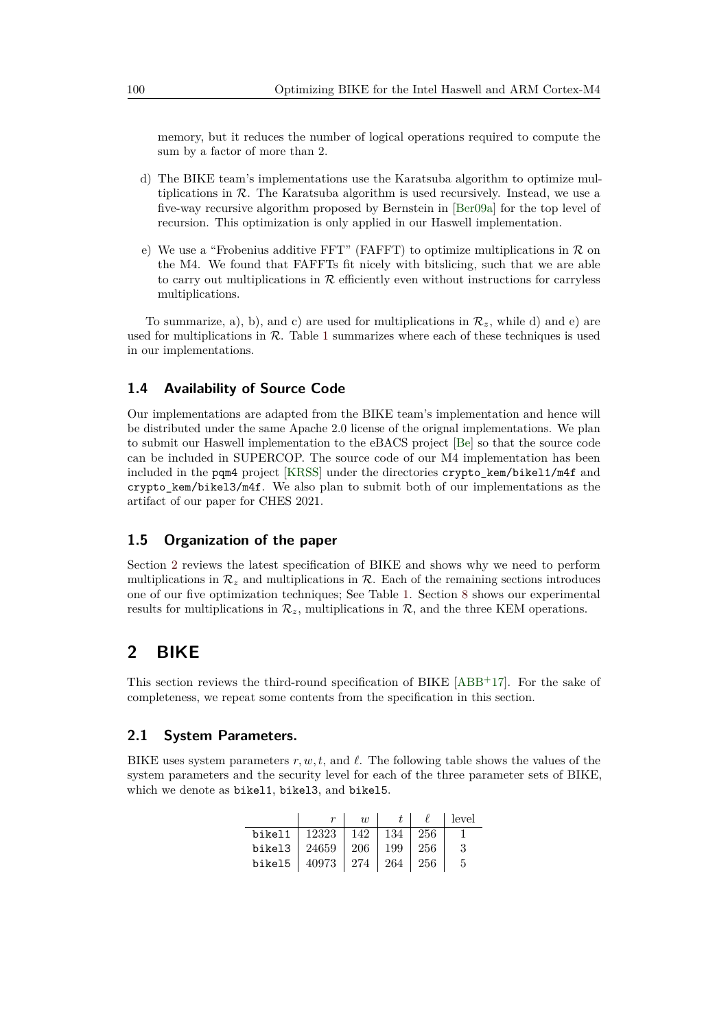memory, but it reduces the number of logical operations required to compute the sum by a factor of more than 2.

d) The BIKE team's implementations use the Karatsuba algorithm to optimize multiplications in $\mathcal{R}$. The Karatsuba algorithm is used recursively. Instead, we use a five-way recursive algorithm proposed by Bernstein in [Ber09a] for the top level of recursion. This optimization is only applied in our Haswell implementation.

e) We use a "Frobenius additive FFT" (FAFFT) to optimize multiplications in $\mathcal{R}$ on the M4. We found that FAFFTs fit nicely with bitslicing, such that we are able to carry out multiplications in $\mathcal{R}$ efficiently even without instructions for carryless multiplications.

To summarize, a), b), and c) are used for multiplications in $\mathcal{R}_z$, while d) and e) are used for multiplications in $\mathcal{R}$. Table 1 summarizes where each of these techniques is used in our implementations.

## 1.4 Availability of Source Code

Our implementations are adapted from the BIKE team's implementation and hence will be distributed under the same Apache 2.0 license of the orignal implementations. We plan to submit our Haswell implementation to the eBACS project [Be] so that the source code can be included in SUPERCOP. The source code of our M4 implementation has been included in the `pqm4` project [KRSS] under the directories `crypto_kem/bikel1/m4f` and `crypto_kem/bikel3/m4f`. We also plan to submit both of our implementations as the artifact of our paper for CHES 2021.

## 1.5 Organization of the paper

Section 2 reviews the latest specification of BIKE and shows why we need to perform multiplications in $\mathcal{R}_z$ and multiplications in $\mathcal{R}$. Each of the remaining sections introduces one of our five optimization techniques; See Table 1. Section 8 shows our experimental results for multiplications in $\mathcal{R}_z$, multiplications in $\mathcal{R}$, and the three KEM operations.

# 2 BIKE

This section reviews the third-round specification of BIKE [ABB+17]. For the sake of completeness, we repeat some contents from the specification in this section.

## 2.1 System Parameters.

BIKE uses system parameters $r, w, t$, and $\ell$. The following table shows the values of the system parameters and the security level for each of the three parameter sets of BIKE, which we denote as `bikel1`, `bikel3`, and `bikel5`.

| | $r$ | $w$ | $t$ | $\ell$ | level |
|---|---|---|---|---|---|
| `bikel1` | 12323 | 142 | 134 | 256 | 1 |
| `bikel3` | 24659 | 206 | 199 | 256 | 3 |
| `bikel5` | 40973 | 274 | 264 | 256 | 5 |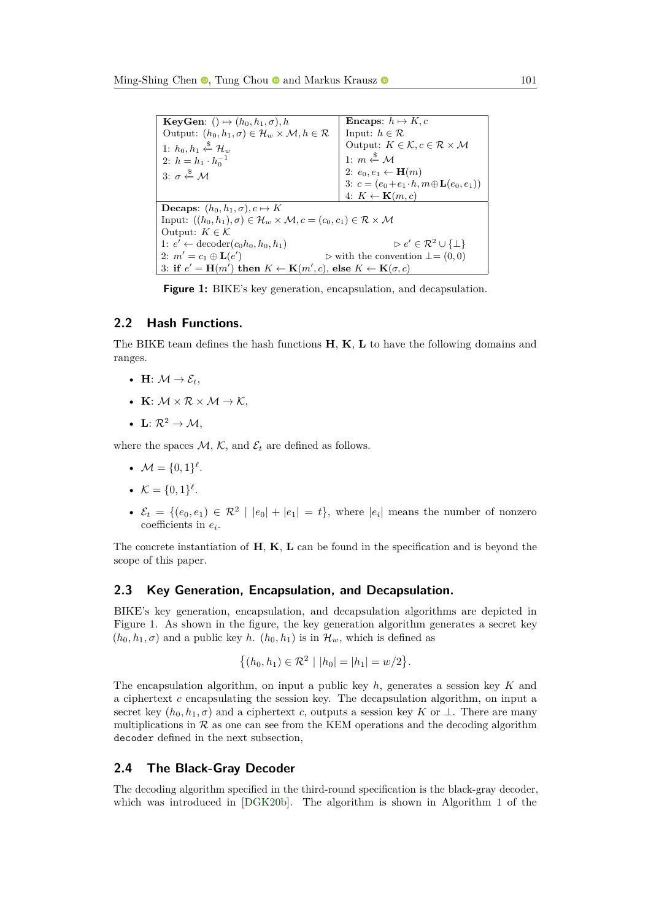| **KeyGen**: $() \mapsto (h_0, h_1, \sigma), h$ | **Encaps**: $h \mapsto K, c$ |
|---|---|
| Output: $(h_0, h_1, \sigma) \in \mathcal{H}_w \times \mathcal{M}, h \in \mathcal{R}$ | Input: $h \in \mathcal{R}$ |
| 1: $h_0, h_1 \xleftarrow{\$} \mathcal{H}_w$ | Output: $K \in \mathcal{K}, c \in \mathcal{R} \times \mathcal{M}$ |
| 2: $h = h_1 \cdot h_0^{-1}$ | 1: $m \xleftarrow{\$} \mathcal{M}$ |
| 3: $\sigma \xleftarrow{\$} \mathcal{M}$ | 2: $e_0, e_1 \leftarrow \mathbf{H}(m)$ |
| | 3: $c = (e_0 + e_1 \cdot h, m \oplus \mathbf{L}(e_0, e_1))$ |
| | 4: $K \leftarrow \mathbf{K}(m, c)$ |

**Decaps**: $(h_0, h_1, \sigma), c \mapsto K$
Input: $((h_0, h_1), \sigma) \in \mathcal{H}_w \times \mathcal{M}, c = (c_0, c_1) \in \mathcal{R} \times \mathcal{M}$
Output: $K \in \mathcal{K}$
1: $e' \leftarrow$ decoder$(c_0 h_0, h_0, h_1)$ $\quad \triangleright\ e' \in \mathcal{R}^2 \cup \{\perp\}$
2: $m' = c_1 \oplus \mathbf{L}(e')$ $\quad \triangleright$ with the convention $\perp = (0, 0)$
3: **if** $e' = \mathbf{H}(m')$ **then** $K \leftarrow \mathbf{K}(m', c)$, **else** $K \leftarrow \mathbf{K}(\sigma, c)$

**Figure 1:** BIKE's key generation, encapsulation, and decapsulation.

## 2.2 Hash Functions.

The BIKE team defines the hash functions **H**, **K**, **L** to have the following domains and ranges.

- **H**: $\mathcal{M} \to \mathcal{E}_t$,
- **K**: $\mathcal{M} \times \mathcal{R} \times \mathcal{M} \to \mathcal{K}$,
- **L**: $\mathcal{R}^2 \to \mathcal{M}$,

where the spaces $\mathcal{M}$, $\mathcal{K}$, and $\mathcal{E}_t$ are defined as follows.

- $\mathcal{M} = \{0, 1\}^\ell$.
- $\mathcal{K} = \{0, 1\}^\ell$.
- $\mathcal{E}_t = \{(e_0, e_1) \in \mathcal{R}^2 \mid |e_0| + |e_1| = t\}$, where $|e_i|$ means the number of nonzero coefficients in $e_i$.

The concrete instantiation of **H**, **K**, **L** can be found in the specification and is beyond the scope of this paper.

## 2.3 Key Generation, Encapsulation, and Decapsulation.

BIKE's key generation, encapsulation, and decapsulation algorithms are depicted in Figure 1. As shown in the figure, the key generation algorithm generates a secret key $(h_0, h_1, \sigma)$ and a public key $h$. $(h_0, h_1)$ is in $\mathcal{H}_w$, which is defined as

$$\{(h_0, h_1) \in \mathcal{R}^2 \mid |h_0| = |h_1| = w/2\}.$$

The encapsulation algorithm, on input a public key $h$, generates a session key $K$ and a ciphertext $c$ encapsulating the session key. The decapsulation algorithm, on input a secret key $(h_0, h_1, \sigma)$ and a ciphertext $c$, outputs a session key $K$ or $\perp$. There are many multiplications in $\mathcal{R}$ as one can see from the KEM operations and the decoding algorithm `decoder` defined in the next subsection,

## 2.4 The Black-Gray Decoder

The decoding algorithm specified in the third-round specification is the black-gray decoder, which was introduced in [DGK20b]. The algorithm is shown in Algorithm 1 of the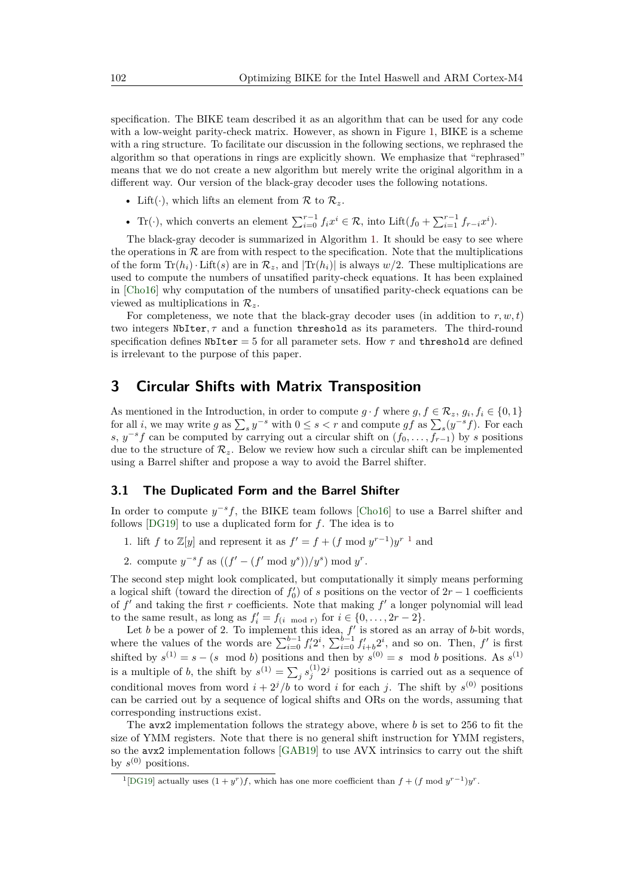specification. The BIKE team described it as an algorithm that can be used for any code with a low-weight parity-check matrix. However, as shown in Figure 1, BIKE is a scheme with a ring structure. To facilitate our discussion in the following sections, we rephrased the algorithm so that operations in rings are explicitly shown. We emphasize that "rephrased" means that we do not create a new algorithm but merely write the original algorithm in a different way. Our version of the black-gray decoder uses the following notations.

- $\mathrm{Lift}(\cdot)$, which lifts an element from $\mathcal{R}$ to $\mathcal{R}_z$.
- $\mathrm{Tr}(\cdot)$, which converts an element $\sum_{i=0}^{r-1} f_i x^i \in \mathcal{R}$, into $\mathrm{Lift}(f_0 + \sum_{i=1}^{r-1} f_{r-i} x^i)$.

The black-gray decoder is summarized in Algorithm 1. It should be easy to see where the operations in $\mathcal{R}$ are from with respect to the specification. Note that the multiplications of the form $\mathrm{Tr}(h_i) \cdot \mathrm{Lift}(s)$ are in $\mathcal{R}_z$, and $|\mathrm{Tr}(h_i)|$ is always $w/2$. These multiplications are used to compute the numbers of unsatified parity-check equations. It has been explained in [Cho16] why computation of the numbers of unsatified parity-check equations can be viewed as multiplications in $\mathcal{R}_z$.

For completeness, we note that the black-gray decoder uses (in addition to $r, w, t$) two integers NbIter, $\tau$ and a function threshold as its parameters. The third-round specification defines $\texttt{NbIter} = 5$ for all parameter sets. How $\tau$ and threshold are defined is irrelevant to the purpose of this paper.

# 3 Circular Shifts with Matrix Transposition

As mentioned in the Introduction, in order to compute $g \cdot f$ where $g, f \in \mathcal{R}_z$, $g_i, f_i \in \{0, 1\}$ for all $i$, we may write $g$ as $\sum_s y^{-s}$ with $0 \leq s < r$ and compute $gf$ as $\sum_s (y^{-s} f)$. For each $s$, $y^{-s} f$ can be computed by carrying out a circular shift on $(f_0, \ldots, f_{r-1})$ by $s$ positions due to the structure of $\mathcal{R}_z$. Below we review how such a circular shift can be implemented using a Barrel shifter and propose a way to avoid the Barrel shifter.

## 3.1 The Duplicated Form and the Barrel Shifter

In order to compute $y^{-s} f$, the BIKE team follows [Cho16] to use a Barrel shifter and follows [DG19] to use a duplicated form for $f$. The idea is to

1. lift $f$ to $\mathbb{Z}[y]$ and represent it as $f' = f + (f \bmod y^{r-1}) y^r$ [1] and
2. compute $y^{-s} f$ as $((f' - (f' \bmod y^s))/y^s) \bmod y^r$.

The second step might look complicated, but computationally it simply means performing a logical shift (toward the direction of $f'_0$) of $s$ positions on the vector of $2r - 1$ coefficients of $f'$ and taking the first $r$ coefficients. Note that making $f'$ a longer polynomial will lead to the same result, as long as $f'_i = f_{(i \bmod r)}$ for $i \in \{0, \ldots, 2r - 2\}$.

Let $b$ be a power of 2. To implement this idea, $f'$ is stored as an array of $b$-bit words, where the values of the words are $\sum_{i=0}^{b-1} f'_i 2^i$, $\sum_{i=0}^{b-1} f'_{i+b} 2^i$, and so on. Then, $f'$ is first shifted by $s^{(1)} = s - (s \bmod b)$ positions and then by $s^{(0)} = s \bmod b$ positions. As $s^{(1)}$ is a multiple of $b$, the shift by $s^{(1)} = \sum_j s_j^{(1)} 2^j$ positions is carried out as a sequence of conditional moves from word $i + 2^j/b$ to word $i$ for each $j$. The shift by $s^{(0)}$ positions can be carried out by a sequence of logical shifts and ORs on the words, assuming that corresponding instructions exist.

The avx2 implementation follows the strategy above, where $b$ is set to 256 to fit the size of YMM registers. Note that there is no general shift instruction for YMM registers, so the avx2 implementation follows [GAB19] to use AVX intrinsics to carry out the shift by $s^{(0)}$ positions.

[1] [DG19] actually uses $(1 + y^r)f$, which has one more coefficient than $f + (f \bmod y^{r-1})y^r$.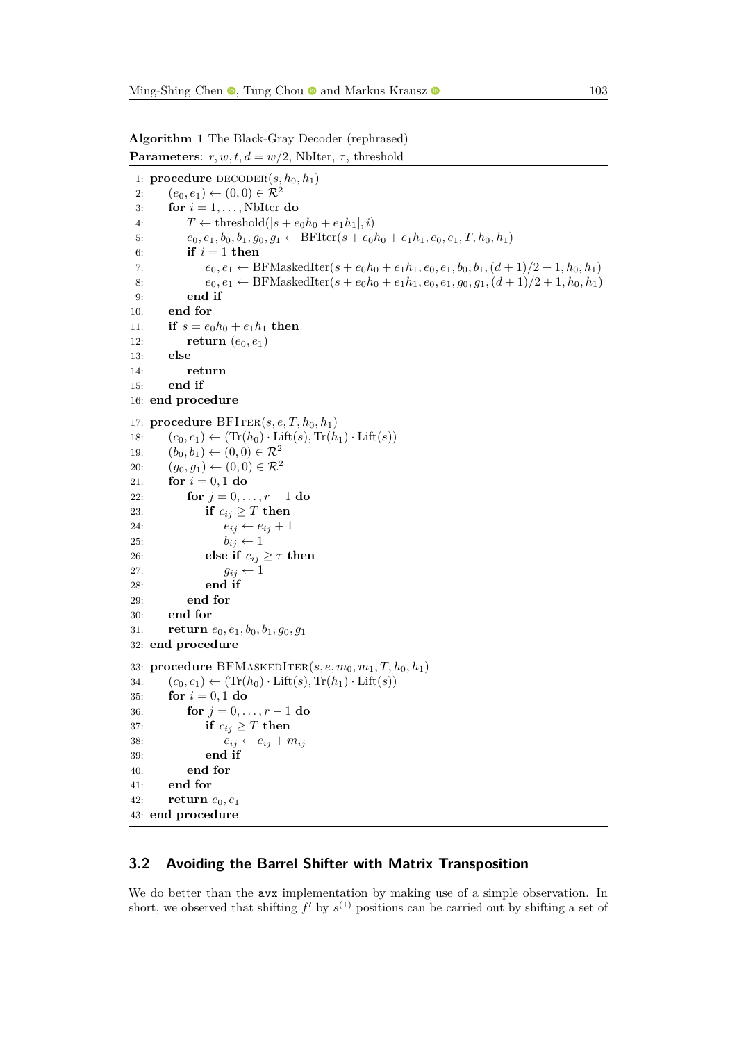**Algorithm 1** The Black-Gray Decoder (rephrased)

**Parameters**: $r, w, t, d = w/2$, NbIter, $\tau$, threshold

```
1:  procedure DECODER(s, h_0, h_1)
2:      (e_0, e_1) ← (0, 0) ∈ R^2
3:      for i = 1, ..., NbIter do
4:          T ← threshold(|s + e_0 h_0 + e_1 h_1|, i)
5:          e_0, e_1, b_0, b_1, g_0, g_1 ← BFIter(s + e_0 h_0 + e_1 h_1, e_0, e_1, T, h_0, h_1)
6:          if i = 1 then
7:              e_0, e_1 ← BFMaskedIter(s + e_0 h_0 + e_1 h_1, e_0, e_1, b_0, b_1, (d + 1)/2 + 1, h_0, h_1)
8:              e_0, e_1 ← BFMaskedIter(s + e_0 h_0 + e_1 h_1, e_0, e_1, g_0, g_1, (d + 1)/2 + 1, h_0, h_1)
9:          end if
10:     end for
11:     if s = e_0 h_0 + e_1 h_1 then
12:         return (e_0, e_1)
13:     else
14:         return ⊥
15:     end if
16: end procedure
17: procedure BFITER(s, e, T, h_0, h_1)
18:     (c_0, c_1) ← (Tr(h_0) · Lift(s), Tr(h_1) · Lift(s))
19:     (b_0, b_1) ← (0, 0) ∈ R^2
20:     (g_0, g_1) ← (0, 0) ∈ R^2
21:     for i = 0, 1 do
22:         for j = 0, ..., r − 1 do
23:             if c_ij ≥ T then
24:                 e_ij ← e_ij + 1
25:                 b_ij ← 1
26:             else if c_ij ≥ τ then
27:                 g_ij ← 1
28:             end if
29:         end for
30:     end for
31:     return e_0, e_1, b_0, b_1, g_0, g_1
32: end procedure
33: procedure BFMASKEDITER(s, e, m_0, m_1, T, h_0, h_1)
34:     (c_0, c_1) ← (Tr(h_0) · Lift(s), Tr(h_1) · Lift(s))
35:     for i = 0, 1 do
36:         for j = 0, ..., r − 1 do
37:             if c_ij ≥ T then
38:                 e_ij ← e_ij + m_ij
39:             end if
40:         end for
41:     end for
42:     return e_0, e_1
43: end procedure
```

### 3.2 Avoiding the Barrel Shifter with Matrix Transposition

We do better than the avx implementation by making use of a simple observation. In short, we observed that shifting $f'$ by $s^{(1)}$ positions can be carried out by shifting a set of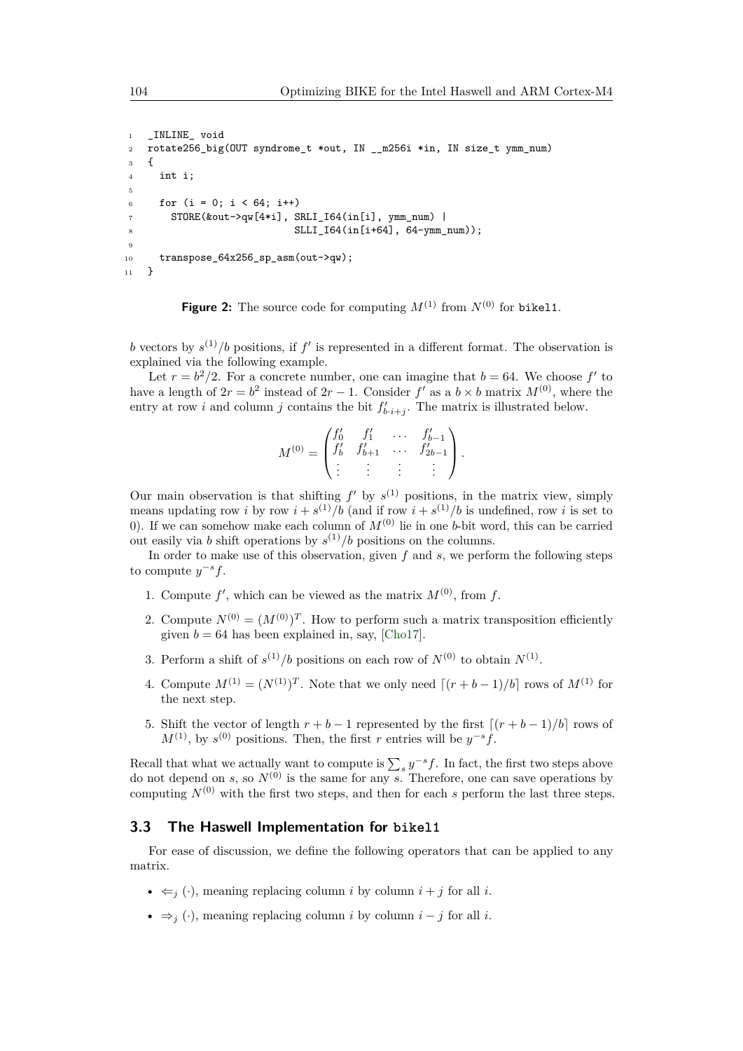```
_INLINE_ void
rotate256_big(OUT syndrome_t *out, IN __m256i *in, IN size_t ymm_num)
{
  int i;

  for (i = 0; i < 64; i++)
    STORE(&out->qw[4*i], SRLI_I64(in[i], ymm_num) |
                         SLLI_I64(in[i+64], 64-ymm_num));

  transpose_64x256_sp_asm(out->qw);
}
```

**Figure 2:** The source code for computing $M^{(1)}$ from $N^{(0)}$ for bikel1.

$b$ vectors by $s^{(1)}/b$ positions, if $f'$ is represented in a different format. The observation is explained via the following example.

Let $r = b^2/2$. For a concrete number, one can imagine that $b = 64$. We choose $f'$ to have a length of $2r = b^2$ instead of $2r - 1$. Consider $f'$ as a $b \times b$ matrix $M^{(0)}$, where the entry at row $i$ and column $j$ contains the bit $f'_{b \cdot i+j}$. The matrix is illustrated below.

$$M^{(0)} = \begin{pmatrix} f'_0 & f'_1 & \dots & f'_{b-1} \\ f'_b & f'_{b+1} & \dots & f'_{2b-1} \\ \vdots & \vdots & \vdots & \vdots \end{pmatrix}.$$

Our main observation is that shifting $f'$ by $s^{(1)}$ positions, in the matrix view, simply means updating row $i$ by row $i + s^{(1)}/b$ (and if row $i + s^{(1)}/b$ is undefined, row $i$ is set to 0). If we can somehow make each column of $M^{(0)}$ lie in one $b$-bit word, this can be carried out easily via $b$ shift operations by $s^{(1)}/b$ positions on the columns.

In order to make use of this observation, given $f$ and $s$, we perform the following steps to compute $y^{-s}f$.

1. Compute $f'$, which can be viewed as the matrix $M^{(0)}$, from $f$.
2. Compute $N^{(0)} = (M^{(0)})^T$. How to perform such a matrix transposition efficiently given $b = 64$ has been explained in, say, [Cho17].
3. Perform a shift of $s^{(1)}/b$ positions on each row of $N^{(0)}$ to obtain $N^{(1)}$.
4. Compute $M^{(1)} = (N^{(1)})^T$. Note that we only need $\lceil (r + b - 1)/b \rceil$ rows of $M^{(1)}$ for the next step.
5. Shift the vector of length $r + b - 1$ represented by the first $\lceil (r + b - 1)/b \rceil$ rows of $M^{(1)}$, by $s^{(0)}$ positions. Then, the first $r$ entries will be $y^{-s}f$.

Recall that what we actually want to compute is $\sum_s y^{-s}f$. In fact, the first two steps above do not depend on $s$, so $N^{(0)}$ is the same for any $s$. Therefore, one can save operations by computing $N^{(0)}$ with the first two steps, and then for each $s$ perform the last three steps.

### 3.3 The Haswell Implementation for bikel1

For ease of discussion, we define the following operators that can be applied to any matrix.

- $\Leftarrow_j (\cdot)$, meaning replacing column $i$ by column $i + j$ for all $i$.
- $\Rightarrow_j (\cdot)$, meaning replacing column $i$ by column $i - j$ for all $i$.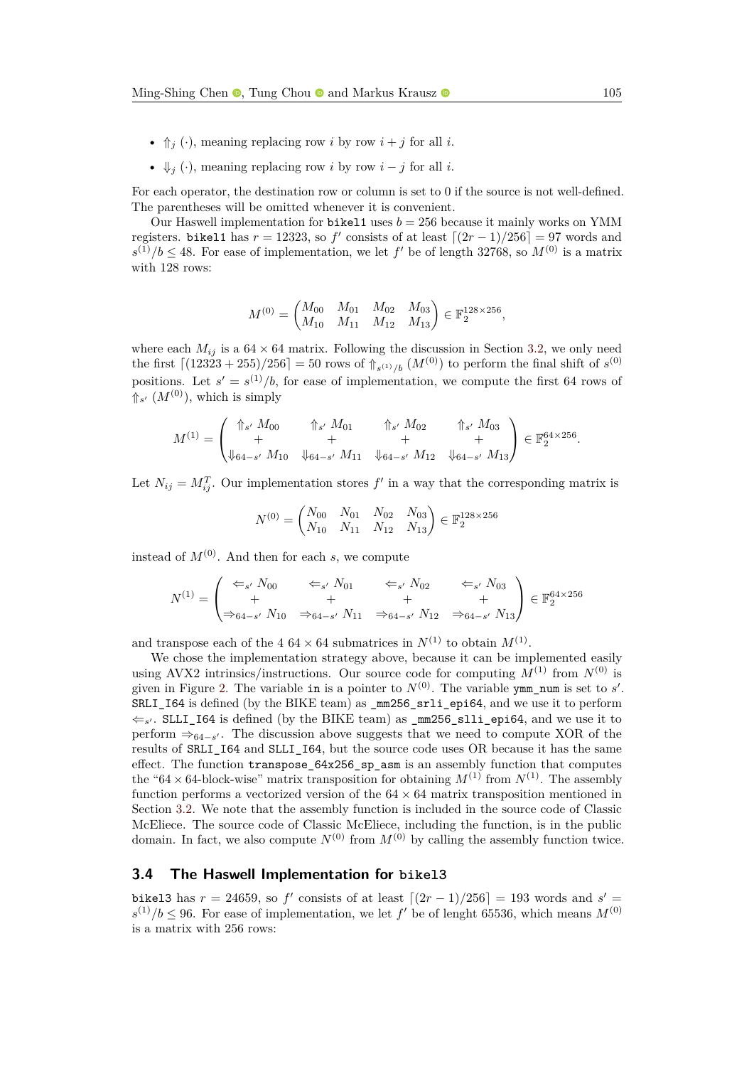- $\Uparrow_j(\cdot)$, meaning replacing row $i$ by row $i+j$ for all $i$.
- $\Downarrow_j(\cdot)$, meaning replacing row $i$ by row $i-j$ for all $i$.

For each operator, the destination row or column is set to 0 if the source is not well-defined. The parentheses will be omitted whenever it is convenient.

Our Haswell implementation for `bikel1` uses $b = 256$ because it mainly works on YMM registers. `bikel1` has $r = 12323$, so $f'$ consists of at least $\lceil (2r-1)/256 \rceil = 97$ words and $s^{(1)}/b \leq 48$. For ease of implementation, we let $f'$ be of length 32768, so $M^{(0)}$ is a matrix with 128 rows:

$$M^{(0)} = \begin{pmatrix} M_{00} & M_{01} & M_{02} & M_{03} \\ M_{10} & M_{11} & M_{12} & M_{13} \end{pmatrix} \in \mathbb{F}_2^{128\times 256},$$

where each $M_{ij}$ is a $64 \times 64$ matrix. Following the discussion in Section 3.2, we only need the first $\lceil (12323 + 255)/256 \rceil = 50$ rows of $\Uparrow_{s^{(1)}/b}(M^{(0)})$ to perform the final shift of $s^{(0)}$ positions. Let $s' = s^{(1)}/b$, for ease of implementation, we compute the first 64 rows of $\Uparrow_{s'}(M^{(0)})$, which is simply

$$M^{(1)} = \begin{pmatrix} \Uparrow_{s'} M_{00} & \Uparrow_{s'} M_{01} & \Uparrow_{s'} M_{02} & \Uparrow_{s'} M_{03} \\ + & + & + & + \\ \Downarrow_{64-s'} M_{10} & \Downarrow_{64-s'} M_{11} & \Downarrow_{64-s'} M_{12} & \Downarrow_{64-s'} M_{13} \end{pmatrix} \in \mathbb{F}_2^{64\times 256}.$$

Let $N_{ij} = M_{ij}^T$. Our implementation stores $f'$ in a way that the corresponding matrix is

$$N^{(0)} = \begin{pmatrix} N_{00} & N_{01} & N_{02} & N_{03} \\ N_{10} & N_{11} & N_{12} & N_{13} \end{pmatrix} \in \mathbb{F}_2^{128\times 256}$$

instead of $M^{(0)}$. And then for each $s$, we compute

$$N^{(1)} = \begin{pmatrix} \Leftarrow_{s'} N_{00} & \Leftarrow_{s'} N_{01} & \Leftarrow_{s'} N_{02} & \Leftarrow_{s'} N_{03} \\ + & + & + & + \\ \Rightarrow_{64-s'} N_{10} & \Rightarrow_{64-s'} N_{11} & \Rightarrow_{64-s'} N_{12} & \Rightarrow_{64-s'} N_{13} \end{pmatrix} \in \mathbb{F}_2^{64\times 256}$$

and transpose each of the 4 $64 \times 64$ submatrices in $N^{(1)}$ to obtain $M^{(1)}$.

We chose the implementation strategy above, because it can be implemented easily using AVX2 intrinsics/instructions. Our source code for computing $M^{(1)}$ from $N^{(0)}$ is given in Figure 2. The variable `in` is a pointer to $N^{(0)}$. The variable `ymm_num` is set to $s'$. `SRLI_I64` is defined (by the BIKE team) as `_mm256_srli_epi64`, and we use it to perform $\Leftarrow_{s'}$. `SLLI_I64` is defined (by the BIKE team) as `_mm256_slli_epi64`, and we use it to perform $\Rightarrow_{64-s'}$. The discussion above suggests that we need to compute XOR of the results of `SRLI_I64` and `SLLI_I64`, but the source code uses OR because it has the same effect. The function `transpose_64x256_sp_asm` is an assembly function that computes the "$64\times 64$-block-wise" matrix transposition for obtaining $M^{(1)}$ from $N^{(1)}$. The assembly function performs a vectorized version of the $64 \times 64$ matrix transposition mentioned in Section 3.2. We note that the assembly function is included in the source code of Classic McEliece. The source code of Classic McEliece, including the function, is in the public domain. In fact, we also compute $N^{(0)}$ from $M^{(0)}$ by calling the assembly function twice.

### 3.4 The Haswell Implementation for `bikel3`

`bikel3` has $r = 24659$, so $f'$ consists of at least $\lceil (2r-1)/256 \rceil = 193$ words and $s' = s^{(1)}/b \leq 96$. For ease of implementation, we let $f'$ be of lenght 65536, which means $M^{(0)}$ is a matrix with 256 rows: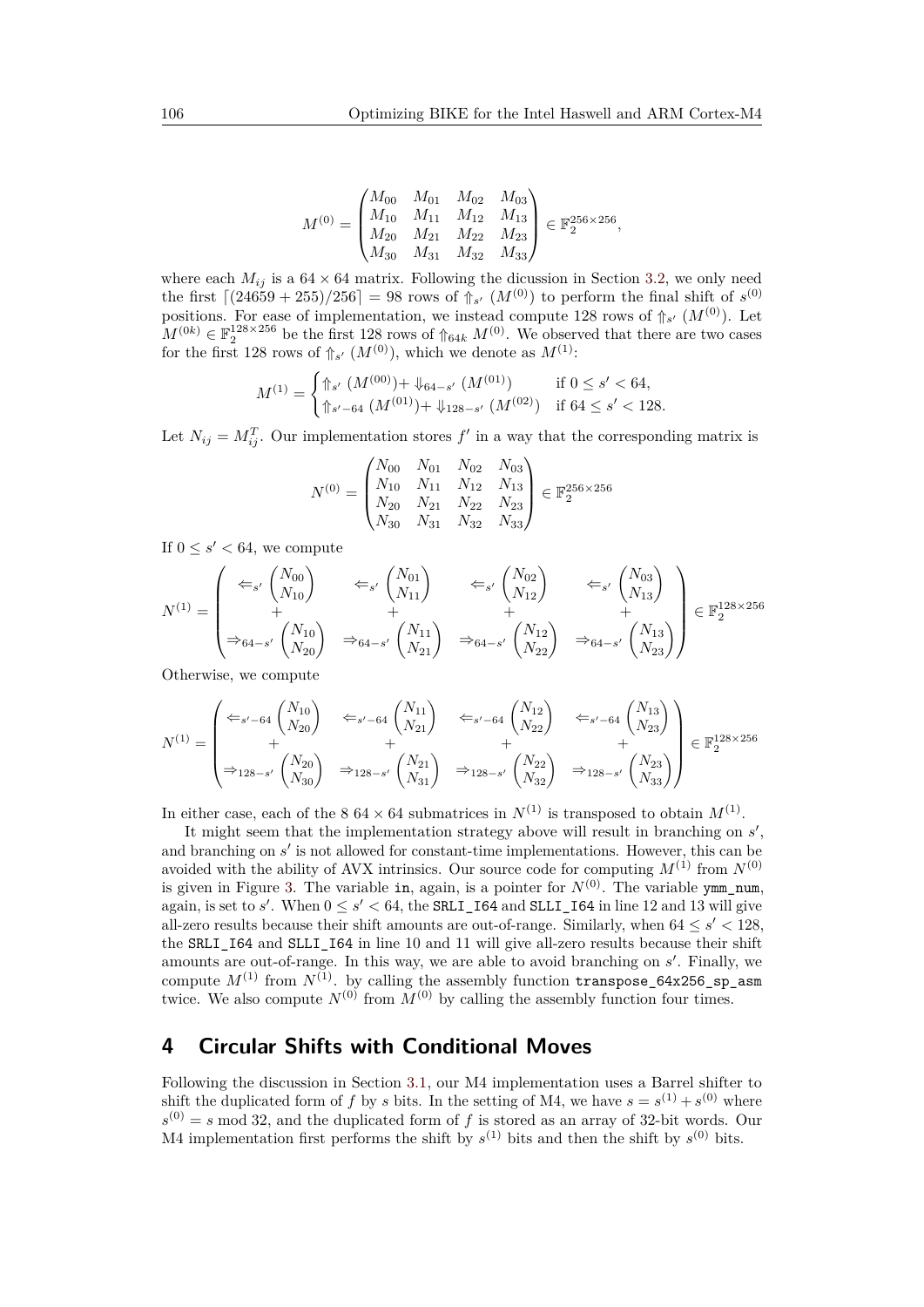$$M^{(0)} = \begin{pmatrix} M_{00} & M_{01} & M_{02} & M_{03} \\ M_{10} & M_{11} & M_{12} & M_{13} \\ M_{20} & M_{21} & M_{22} & M_{23} \\ M_{30} & M_{31} & M_{32} & M_{33} \end{pmatrix} \in \mathbb{F}_2^{256\times 256},$$

where each $M_{ij}$ is a $64 \times 64$ matrix. Following the dicussion in Section 3.2, we only need the first $\lceil (24659+255)/256 \rceil = 98$ rows of $\Uparrow_{s'} (M^{(0)})$ to perform the final shift of $s^{(0)}$ positions. For ease of implementation, we instead compute 128 rows of $\Uparrow_{s'} (M^{(0)})$. Let $M^{(0k)} \in \mathbb{F}_2^{128\times 256}$ be the first 128 rows of $\Uparrow_{64k} M^{(0)}$. We observed that there are two cases for the first 128 rows of $\Uparrow_{s'} (M^{(0)})$, which we denote as $M^{(1)}$:

$$M^{(1)} = \begin{cases} \Uparrow_{s'} (M^{(00)}) + \Downarrow_{64-s'} (M^{(01)}) & \text{if } 0 \le s' < 64, \\ \Uparrow_{s'-64} (M^{(01)}) + \Downarrow_{128-s'} (M^{(02)}) & \text{if } 64 \le s' < 128. \end{cases}$$

Let $N_{ij} = M_{ij}^T$. Our implementation stores $f'$ in a way that the corresponding matrix is

$$N^{(0)} = \begin{pmatrix} N_{00} & N_{01} & N_{02} & N_{03} \\ N_{10} & N_{11} & N_{12} & N_{13} \\ N_{20} & N_{21} & N_{22} & N_{23} \\ N_{30} & N_{31} & N_{32} & N_{33} \end{pmatrix} \in \mathbb{F}_2^{256\times 256}$$

If $0 \le s' < 64$, we compute

$$N^{(1)} = \begin{pmatrix} \Leftarrow_{s'} \begin{pmatrix} N_{00} \\ N_{10} \end{pmatrix} & \Leftarrow_{s'} \begin{pmatrix} N_{01} \\ N_{11} \end{pmatrix} & \Leftarrow_{s'} \begin{pmatrix} N_{02} \\ N_{12} \end{pmatrix} & \Leftarrow_{s'} \begin{pmatrix} N_{03} \\ N_{13} \end{pmatrix} \\ + & + & + & + \\ \Rightarrow_{64-s'} \begin{pmatrix} N_{10} \\ N_{20} \end{pmatrix} & \Rightarrow_{64-s'} \begin{pmatrix} N_{11} \\ N_{21} \end{pmatrix} & \Rightarrow_{64-s'} \begin{pmatrix} N_{12} \\ N_{22} \end{pmatrix} & \Rightarrow_{64-s'} \begin{pmatrix} N_{13} \\ N_{23} \end{pmatrix} \end{pmatrix} \in \mathbb{F}_2^{128\times 256}$$

Otherwise, we compute

$$N^{(1)} = \begin{pmatrix} \Leftarrow_{s'-64} \begin{pmatrix} N_{10} \\ N_{20} \end{pmatrix} & \Leftarrow_{s'-64} \begin{pmatrix} N_{11} \\ N_{21} \end{pmatrix} & \Leftarrow_{s'-64} \begin{pmatrix} N_{12} \\ N_{22} \end{pmatrix} & \Leftarrow_{s'-64} \begin{pmatrix} N_{13} \\ N_{23} \end{pmatrix} \\ + & + & + & + \\ \Rightarrow_{128-s'} \begin{pmatrix} N_{20} \\ N_{30} \end{pmatrix} & \Rightarrow_{128-s'} \begin{pmatrix} N_{21} \\ N_{31} \end{pmatrix} & \Rightarrow_{128-s'} \begin{pmatrix} N_{22} \\ N_{32} \end{pmatrix} & \Rightarrow_{128-s'} \begin{pmatrix} N_{23} \\ N_{33} \end{pmatrix} \end{pmatrix} \in \mathbb{F}_2^{128\times 256}$$

In either case, each of the 8 $64 \times 64$ submatrices in $N^{(1)}$ is transposed to obtain $M^{(1)}$.

It might seem that the implementation strategy above will result in branching on $s'$, and branching on $s'$ is not allowed for constant-time implementations. However, this can be avoided with the ability of AVX intrinsics. Our source code for computing $M^{(1)}$ from $N^{(0)}$ is given in Figure 3. The variable `in`, again, is a pointer for $N^{(0)}$. The variable `ymm_num`, again, is set to $s'$. When $0 \le s' < 64$, the `SRLI_I64` and `SLLI_I64` in line 12 and 13 will give all-zero results because their shift amounts are out-of-range. Similarly, when $64 \le s' < 128$, the `SRLI_I64` and `SLLI_I64` in line 10 and 11 will give all-zero results because their shift amounts are out-of-range. In this way, we are able to avoid branching on $s'$. Finally, we compute $M^{(1)}$ from $N^{(1)}$. by calling the assembly function `transpose_64x256_sp_asm` twice. We also compute $N^{(0)}$ from $M^{(0)}$ by calling the assembly function four times.

## 4 Circular Shifts with Conditional Moves

Following the discussion in Section 3.1, our M4 implementation uses a Barrel shifter to shift the duplicated form of $f$ by $s$ bits. In the setting of M4, we have $s = s^{(1)} + s^{(0)}$ where $s^{(0)} = s \bmod 32$, and the duplicated form of $f$ is stored as an array of 32-bit words. Our M4 implementation first performs the shift by $s^{(1)}$ bits and then the shift by $s^{(0)}$ bits.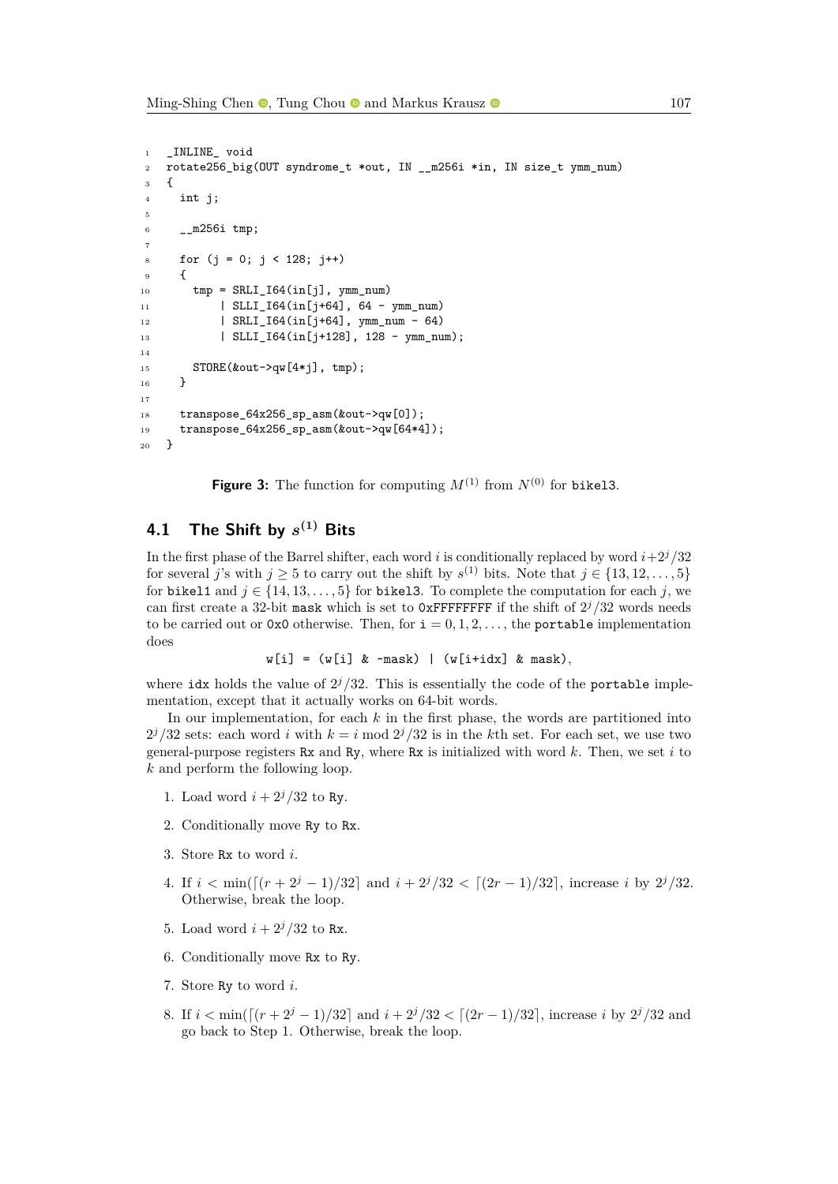```
_INLINE_ void
rotate256_big(OUT syndrome_t *out, IN __m256i *in, IN size_t ymm_num)
{
  int j;

  __m256i tmp;

  for (j = 0; j < 128; j++)
  {
    tmp = SRLI_I64(in[j], ymm_num)
        | SLLI_I64(in[j+64], 64 - ymm_num)
        | SRLI_I64(in[j+64], ymm_num - 64)
        | SLLI_I64(in[j+128], 128 - ymm_num);

    STORE(&out->qw[4*j], tmp);
  }

  transpose_64x256_sp_asm(&out->qw[0]);
  transpose_64x256_sp_asm(&out->qw[64*4]);
}
```

**Figure 3:** The function for computing $M^{(1)}$ from $N^{(0)}$ for bikel3.

### 4.1 The Shift by $s^{(1)}$ Bits

In the first phase of the Barrel shifter, each word $i$ is conditionally replaced by word $i+2^j/32$ for several $j$'s with $j \geq 5$ to carry out the shift by $s^{(1)}$ bits. Note that $j \in \{13, 12, \ldots, 5\}$ for bikel1 and $j \in \{14, 13, \ldots, 5\}$ for bikel3. To complete the computation for each $j$, we can first create a 32-bit mask which is set to 0xFFFFFFFF if the shift of $2^j/32$ words needs to be carried out or 0x0 otherwise. Then, for $\mathtt{i} = 0, 1, 2, \ldots$, the portable implementation does

```
w[i] = (w[i] & ~mask) | (w[i+idx] & mask),
```

where idx holds the value of $2^j/32$. This is essentially the code of the portable implementation, except that it actually works on 64-bit words.

In our implementation, for each $k$ in the first phase, the words are partitioned into $2^j/32$ sets: each word $i$ with $k = i \bmod 2^j/32$ is in the $k$th set. For each set, we use two general-purpose registers Rx and Ry, where Rx is initialized with word $k$. Then, we set $i$ to $k$ and perform the following loop.

1. Load word $i + 2^j/32$ to Ry.
2. Conditionally move Ry to Rx.
3. Store Rx to word $i$.
4. If $i < \min(\lceil (r + 2^j - 1)/32 \rceil$ and $i + 2^j/32 < \lceil (2r - 1)/32 \rceil$, increase $i$ by $2^j/32$. Otherwise, break the loop.
5. Load word $i + 2^j/32$ to Rx.
6. Conditionally move Rx to Ry.
7. Store Ry to word $i$.
8. If $i < \min(\lceil (r + 2^j - 1)/32 \rceil$ and $i + 2^j/32 < \lceil (2r - 1)/32 \rceil$, increase $i$ by $2^j/32$ and go back to Step 1. Otherwise, break the loop.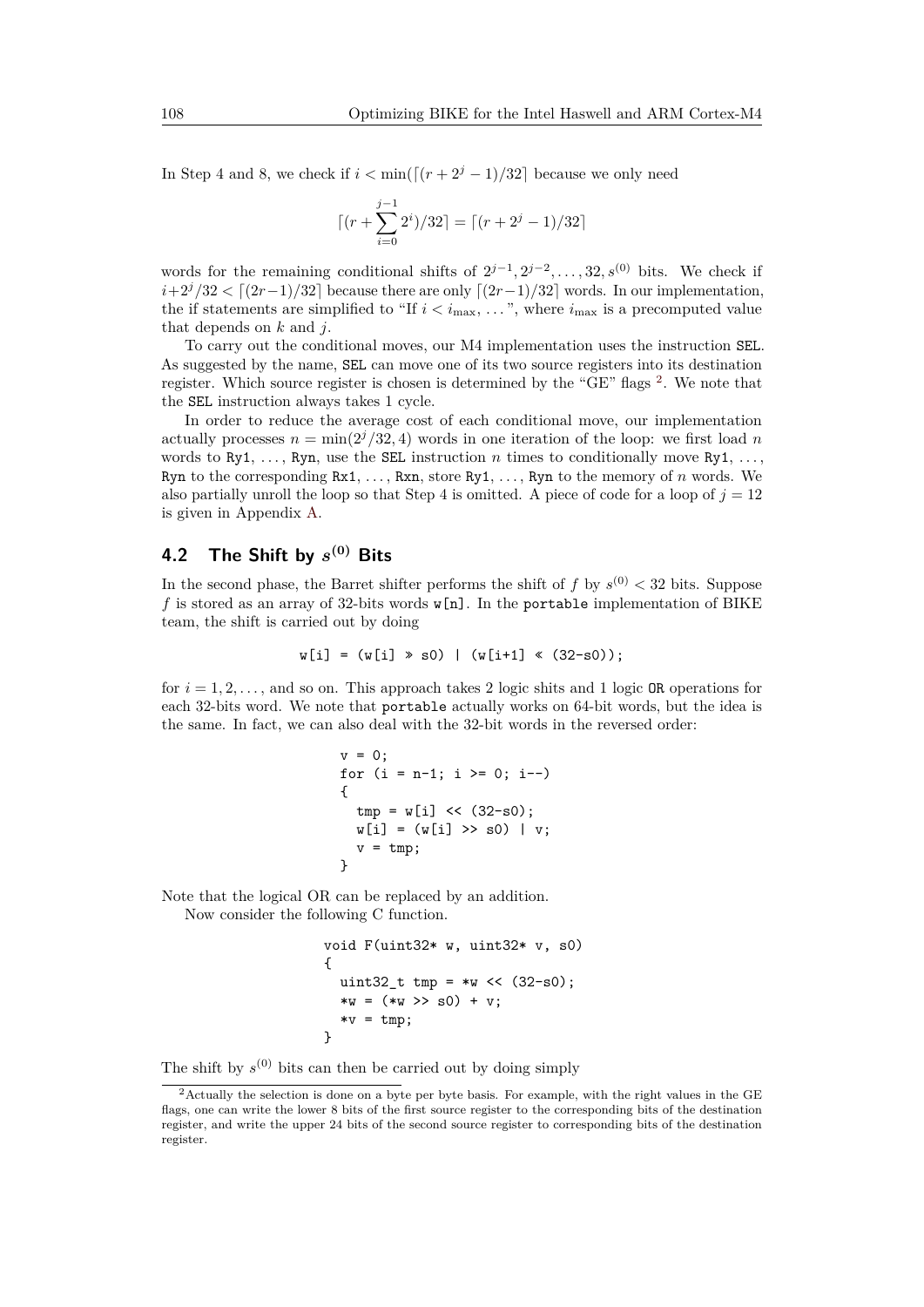In Step 4 and 8, we check if $i < \min(\lceil (r + 2^j - 1)/32 \rceil$ because we only need

$$\lceil (r + \sum_{i=0}^{j-1} 2^i)/32 \rceil = \lceil (r + 2^j - 1)/32 \rceil$$

words for the remaining conditional shifts of $2^{j-1}, 2^{j-2}, \ldots, 32, s^{(0)}$ bits. We check if $i + 2^j/32 < \lceil (2r-1)/32 \rceil$ because there are only $\lceil (2r-1)/32 \rceil$ words. In our implementation, the if statements are simplified to "If $i < i_{\max}$, …", where $i_{\max}$ is a precomputed value that depends on $k$ and $j$.

To carry out the conditional moves, our M4 implementation uses the instruction `SEL`. As suggested by the name, `SEL` can move one of its two source registers into its destination register. Which source register is chosen is determined by the "GE" flags [2]. We note that the `SEL` instruction always takes 1 cycle.

In order to reduce the average cost of each conditional move, our implementation actually processes $n = \min(2^j/32, 4)$ words in one iteration of the loop: we first load $n$ words to `Ry1`, …, `Ryn`, use the `SEL` instruction $n$ times to conditionally move `Ry1`, …, `Ryn` to the corresponding `Rx1`, …, `Rxn`, store `Ry1`, …, `Ryn` to the memory of $n$ words. We also partially unroll the loop so that Step 4 is omitted. A piece of code for a loop of $j = 12$ is given in Appendix A.

## 4.2 The Shift by $s^{(0)}$ Bits

In the second phase, the Barret shifter performs the shift of $f$ by $s^{(0)} < 32$ bits. Suppose $f$ is stored as an array of 32-bits words `w[n]`. In the `portable` implementation of BIKE team, the shift is carried out by doing

```
w[i] = (w[i] » s0) | (w[i+1] « (32-s0));
```

for $i = 1, 2, \ldots,$ and so on. This approach takes 2 logic shits and 1 logic `OR` operations for each 32-bits word. We note that `portable` actually works on 64-bit words, but the idea is the same. In fact, we can also deal with the 32-bit words in the reversed order:

```
v = 0;
for (i = n-1; i >= 0; i--)
{
  tmp = w[i] << (32-s0);
  w[i] = (w[i] >> s0) | v;
  v = tmp;
}
```

Note that the logical OR can be replaced by an addition.

Now consider the following C function.

```
void F(uint32* w, uint32* v, s0)
{
  uint32_t tmp = *w << (32-s0);
  *w = (*w >> s0) + v;
  *v = tmp;
}
```

The shift by $s^{(0)}$ bits can then be carried out by doing simply

[2] Actually the selection is done on a byte per byte basis. For example, with the right values in the GE flags, one can write the lower 8 bits of the first source register to the corresponding bits of the destination register, and write the upper 24 bits of the second source register to corresponding bits of the destination register.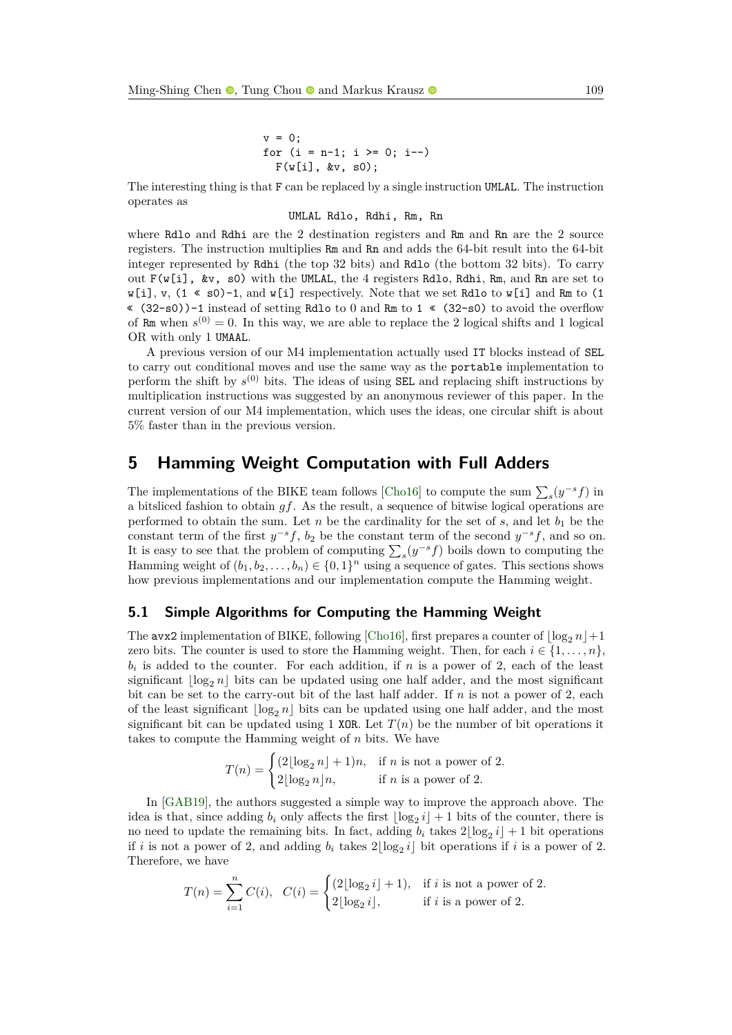```
v = 0;
for (i = n-1; i >= 0; i--)
  F(w[i], &v, s0);
```

The interesting thing is that `F` can be replaced by a single instruction `UMLAL`. The instruction operates as

```
UMLAL Rdlo, Rdhi, Rm, Rn
```

where `Rdlo` and `Rdhi` are the 2 destination registers and `Rm` and `Rn` are the 2 source registers. The instruction multiplies `Rm` and `Rn` and adds the 64-bit result into the 64-bit integer represented by `Rdhi` (the top 32 bits) and `Rdlo` (the bottom 32 bits). To carry out `F(w[i], &v, s0)` with the `UMLAL`, the 4 registers `Rdlo`, `Rdhi`, `Rm`, and `Rn` are set to `w[i]`, `v`, `(1 « s0)-1`, and `w[i]` respectively. Note that we set `Rdlo` to `w[i]` and `Rm` to `(1 « (32-s0))-1` instead of setting `Rdlo` to 0 and `Rm` to `1 « (32-s0)` to avoid the overflow of `Rm` when $s^{(0)} = 0$. In this way, we are able to replace the 2 logical shifts and 1 logical OR with only 1 `UMAAL`.

A previous version of our M4 implementation actually used `IT` blocks instead of `SEL` to carry out conditional moves and use the same way as the `portable` implementation to perform the shift by $s^{(0)}$ bits. The ideas of using `SEL` and replacing shift instructions by multiplication instructions was suggested by an anonymous reviewer of this paper. In the current version of our M4 implementation, which uses the ideas, one circular shift is about 5% faster than in the previous version.

# 5 Hamming Weight Computation with Full Adders

The implementations of the BIKE team follows [Cho16] to compute the sum $\sum_s (y^{-s}f)$ in a bitsliced fashion to obtain $gf$. As the result, a sequence of bitwise logical operations are performed to obtain the sum. Let $n$ be the cardinality for the set of $s$, and let $b_1$ be the constant term of the first $y^{-s}f$, $b_2$ be the constant term of the second $y^{-s}f$, and so on. It is easy to see that the problem of computing $\sum_s (y^{-s}f)$ boils down to computing the Hamming weight of $(b_1, b_2, \ldots, b_n) \in \{0,1\}^n$ using a sequence of gates. This sections shows how previous implementations and our implementation compute the Hamming weight.

## 5.1 Simple Algorithms for Computing the Hamming Weight

The `avx2` implementation of BIKE, following [Cho16], first prepares a counter of $\lfloor \log_2 n \rfloor + 1$ zero bits. The counter is used to store the Hamming weight. Then, for each $i \in \{1, \ldots, n\}$, $b_i$ is added to the counter. For each addition, if $n$ is a power of 2, each of the least significant $\lfloor \log_2 n \rfloor$ bits can be updated using one half adder, and the most significant bit can be set to the carry-out bit of the last half adder. If $n$ is not a power of 2, each of the least significant $\lfloor \log_2 n \rfloor$ bits can be updated using one half adder, and the most significant bit can be updated using 1 `XOR`. Let $T(n)$ be the number of bit operations it takes to compute the Hamming weight of $n$ bits. We have

$$T(n) = \begin{cases} (2\lfloor \log_2 n \rfloor + 1)n, & \text{if } n \text{ is not a power of 2.} \\ 2\lfloor \log_2 n \rfloor n, & \text{if } n \text{ is a power of 2.} \end{cases}$$

In [GAB19], the authors suggested a simple way to improve the approach above. The idea is that, since adding $b_i$ only affects the first $\lfloor \log_2 i \rfloor + 1$ bits of the counter, there is no need to update the remaining bits. In fact, adding $b_i$ takes $2\lfloor \log_2 i \rfloor + 1$ bit operations if $i$ is not a power of 2, and adding $b_i$ takes $2\lfloor \log_2 i \rfloor$ bit operations if $i$ is a power of 2. Therefore, we have

$$T(n) = \sum_{i=1}^{n} C(i), \quad C(i) = \begin{cases} (2\lfloor \log_2 i \rfloor + 1), & \text{if } i \text{ is not a power of 2.} \\ 2\lfloor \log_2 i \rfloor, & \text{if } i \text{ is a power of 2.} \end{cases}$$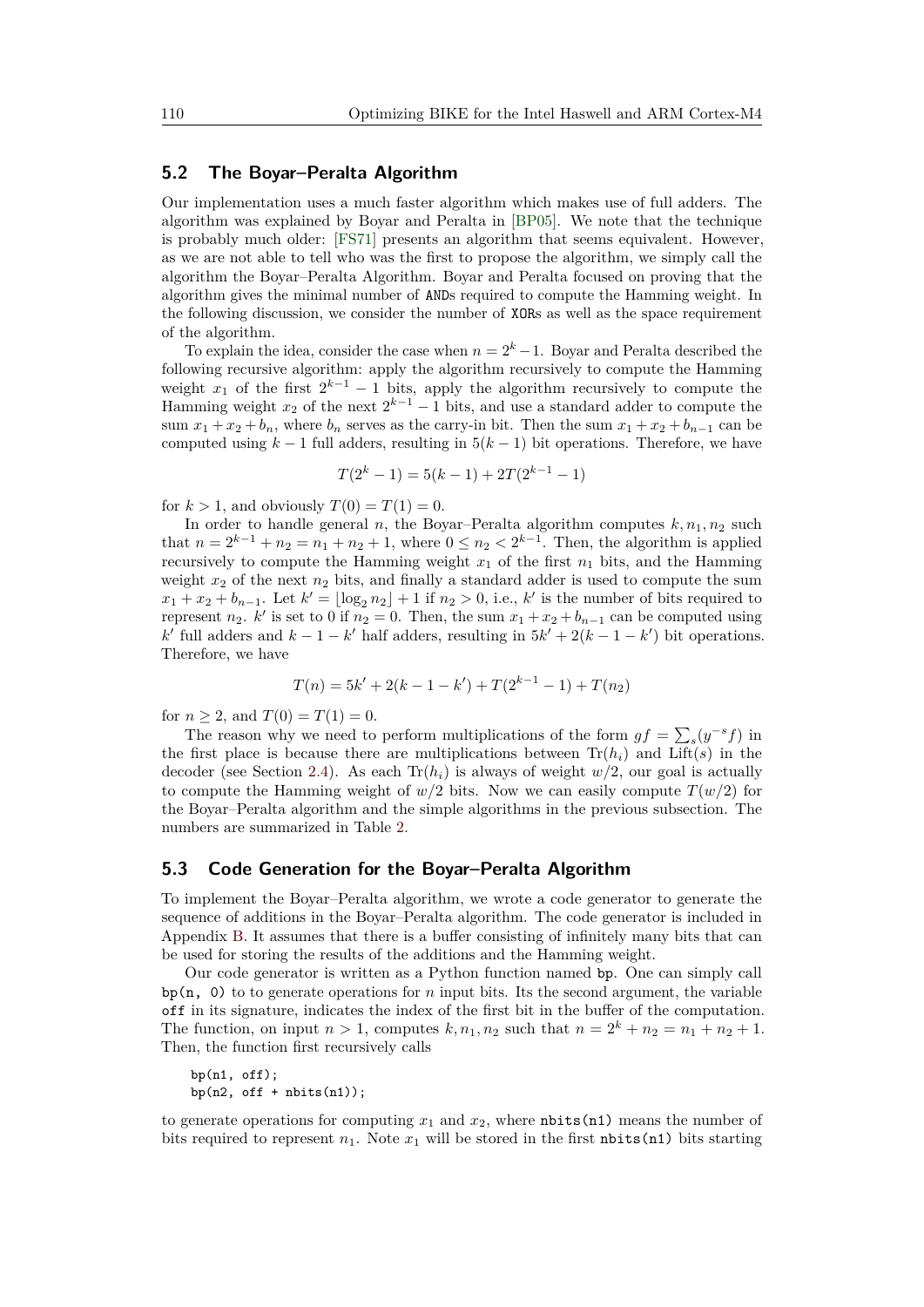## 5.2 The Boyar–Peralta Algorithm

Our implementation uses a much faster algorithm which makes use of full adders. The algorithm was explained by Boyar and Peralta in [BP05]. We note that the technique is probably much older: [FS71] presents an algorithm that seems equivalent. However, as we are not able to tell who was the first to propose the algorithm, we simply call the algorithm the Boyar–Peralta Algorithm. Boyar and Peralta focused on proving that the algorithm gives the minimal number of `AND`s required to compute the Hamming weight. In the following discussion, we consider the number of `XOR`s as well as the space requirement of the algorithm.

To explain the idea, consider the case when $n = 2^k - 1$. Boyar and Peralta described the following recursive algorithm: apply the algorithm recursively to compute the Hamming weight $x_1$ of the first $2^{k-1} - 1$ bits, apply the algorithm recursively to compute the Hamming weight $x_2$ of the next $2^{k-1} - 1$ bits, and use a standard adder to compute the sum $x_1 + x_2 + b_n$, where $b_n$ serves as the carry-in bit. Then the sum $x_1 + x_2 + b_{n-1}$ can be computed using $k - 1$ full adders, resulting in $5(k - 1)$ bit operations. Therefore, we have

$$T(2^k - 1) = 5(k - 1) + 2T(2^{k-1} - 1)$$

for $k > 1$, and obviously $T(0) = T(1) = 0$.

In order to handle general $n$, the Boyar–Peralta algorithm computes $k, n_1, n_2$ such that $n = 2^{k-1} + n_2 = n_1 + n_2 + 1$, where $0 \le n_2 < 2^{k-1}$. Then, the algorithm is applied recursively to compute the Hamming weight $x_1$ of the first $n_1$ bits, and the Hamming weight $x_2$ of the next $n_2$ bits, and finally a standard adder is used to compute the sum $x_1 + x_2 + b_{n-1}$. Let $k' = \lfloor \log_2 n_2 \rfloor + 1$ if $n_2 > 0$, i.e., $k'$ is the number of bits required to represent $n_2$. $k'$ is set to 0 if $n_2 = 0$. Then, the sum $x_1 + x_2 + b_{n-1}$ can be computed using $k'$ full adders and $k - 1 - k'$ half adders, resulting in $5k' + 2(k - 1 - k')$ bit operations. Therefore, we have

$$T(n) = 5k' + 2(k - 1 - k') + T(2^{k-1} - 1) + T(n_2)$$

for $n \ge 2$, and $T(0) = T(1) = 0$.

The reason why we need to perform multiplications of the form $gf = \sum_s (y^{-s} f)$ in the first place is because there are multiplications between $\mathrm{Tr}(h_i)$ and $\mathrm{Lift}(s)$ in the decoder (see Section 2.4). As each $\mathrm{Tr}(h_i)$ is always of weight $w/2$, our goal is actually to compute the Hamming weight of $w/2$ bits. Now we can easily compute $T(w/2)$ for the Boyar–Peralta algorithm and the simple algorithms in the previous subsection. The numbers are summarized in Table 2.

## 5.3 Code Generation for the Boyar–Peralta Algorithm

To implement the Boyar–Peralta algorithm, we wrote a code generator to generate the sequence of additions in the Boyar–Peralta algorithm. The code generator is included in Appendix B. It assumes that there is a buffer consisting of infinitely many bits that can be used for storing the results of the additions and the Hamming weight.

Our code generator is written as a Python function named `bp`. One can simply call `bp(n, 0)` to to generate operations for $n$ input bits. Its the second argument, the variable `off` in its signature, indicates the index of the first bit in the buffer of the computation. The function, on input $n > 1$, computes $k, n_1, n_2$ such that $n = 2^k + n_2 = n_1 + n_2 + 1$. Then, the function first recursively calls

```
bp(n1, off);
bp(n2, off + nbits(n1));
```

to generate operations for computing $x_1$ and $x_2$, where `nbits(n1)` means the number of bits required to represent $n_1$. Note $x_1$ will be stored in the first `nbits(n1)` bits starting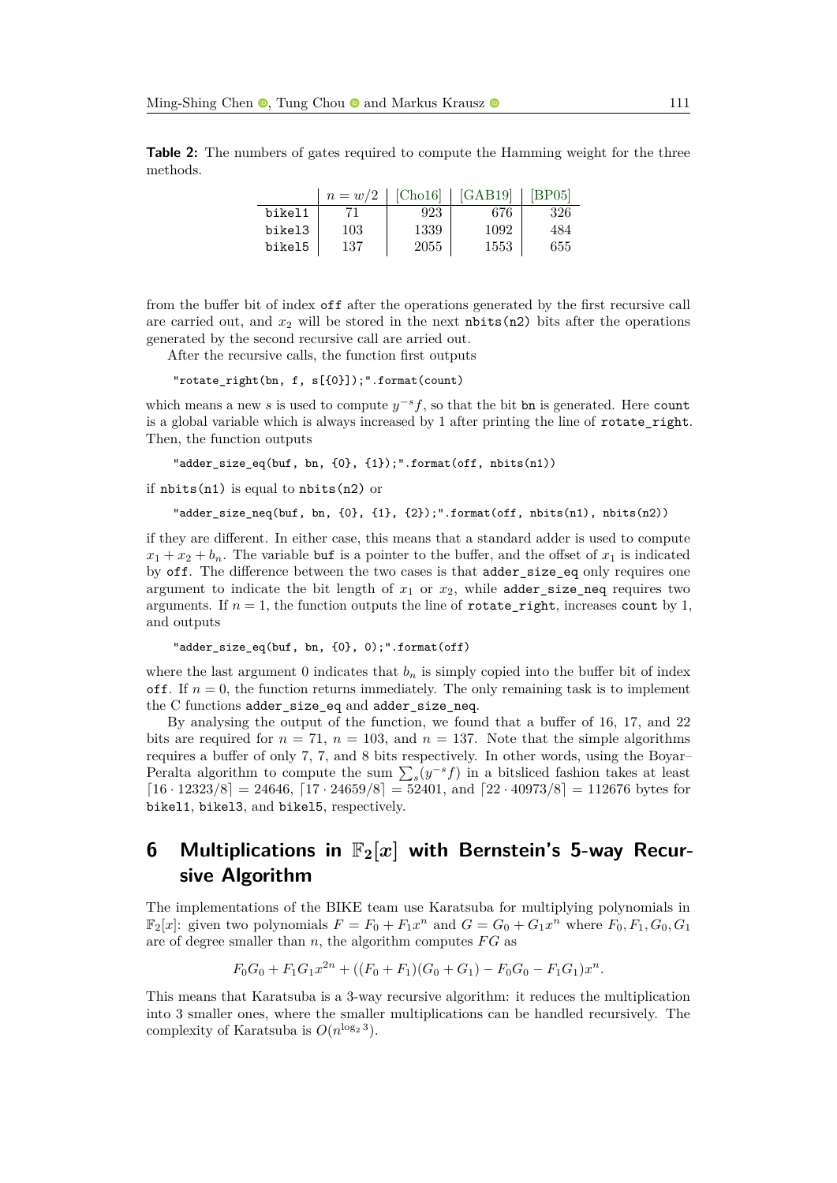**Table 2:** The numbers of gates required to compute the Hamming weight for the three methods.

| | $n = w/2$ | [Cho16] | [GAB19] | [BP05] |
|---|---|---|---|---|
| bikel1 | 71 | 923 | 676 | 326 |
| bikel3 | 103 | 1339 | 1092 | 484 |
| bikel5 | 137 | 2055 | 1553 | 655 |

from the buffer bit of index `off` after the operations generated by the first recursive call are carried out, and $x_2$ will be stored in the next `nbits(n2)` bits after the operations generated by the second recursive call are arried out.

After the recursive calls, the function first outputs

```
"rotate_right(bn, f, s[{0}]);".format(count)
```

which means a new $s$ is used to compute $y^{-s}f$, so that the bit `bn` is generated. Here `count` is a global variable which is always increased by 1 after printing the line of `rotate_right`. Then, the function outputs

```
"adder_size_eq(buf, bn, {0}, {1});".format(off, nbits(n1))
```

if `nbits(n1)` is equal to `nbits(n2)` or

```
"adder_size_neq(buf, bn, {0}, {1}, {2});".format(off, nbits(n1), nbits(n2))
```

if they are different. In either case, this means that a standard adder is used to compute $x_1 + x_2 + b_n$. The variable `buf` is a pointer to the buffer, and the offset of $x_1$ is indicated by `off`. The difference between the two cases is that `adder_size_eq` only requires one argument to indicate the bit length of $x_1$ or $x_2$, while `adder_size_neq` requires two arguments. If $n = 1$, the function outputs the line of `rotate_right`, increases `count` by 1, and outputs

```
"adder_size_eq(buf, bn, {0}, 0);".format(off)
```

where the last argument 0 indicates that $b_n$ is simply copied into the buffer bit of index `off`. If $n = 0$, the function returns immediately. The only remaining task is to implement the C functions `adder_size_eq` and `adder_size_neq`.

By analysing the output of the function, we found that a buffer of 16, 17, and 22 bits are required for $n = 71$, $n = 103$, and $n = 137$. Note that the simple algorithms requires a buffer of only 7, 7, and 8 bits respectively. In other words, using the Boyar–Peralta algorithm to compute the sum $\sum_s (y^{-s}f)$ in a bitsliced fashion takes at least $\lceil 16 \cdot 12323/8 \rceil = 24646$, $\lceil 17 \cdot 24659/8 \rceil = 52401$, and $\lceil 22 \cdot 40973/8 \rceil = 112676$ bytes for `bikel1`, `bikel3`, and `bikel5`, respectively.

# 6 Multiplications in $\mathbb{F}_2[x]$ with Bernstein's 5-way Recursive Algorithm

The implementations of the BIKE team use Karatsuba for multiplying polynomials in $\mathbb{F}_2[x]$: given two polynomials $F = F_0 + F_1 x^n$ and $G = G_0 + G_1 x^n$ where $F_0, F_1, G_0, G_1$ are of degree smaller than $n$, the algorithm computes $FG$ as

$$F_0G_0 + F_1G_1x^{2n} + ((F_0 + F_1)(G_0 + G_1) - F_0G_0 - F_1G_1)x^n.$$

This means that Karatsuba is a 3-way recursive algorithm: it reduces the multiplication into 3 smaller ones, where the smaller multiplications can be handled recursively. The complexity of Karatsuba is $O(n^{\log_2 3})$.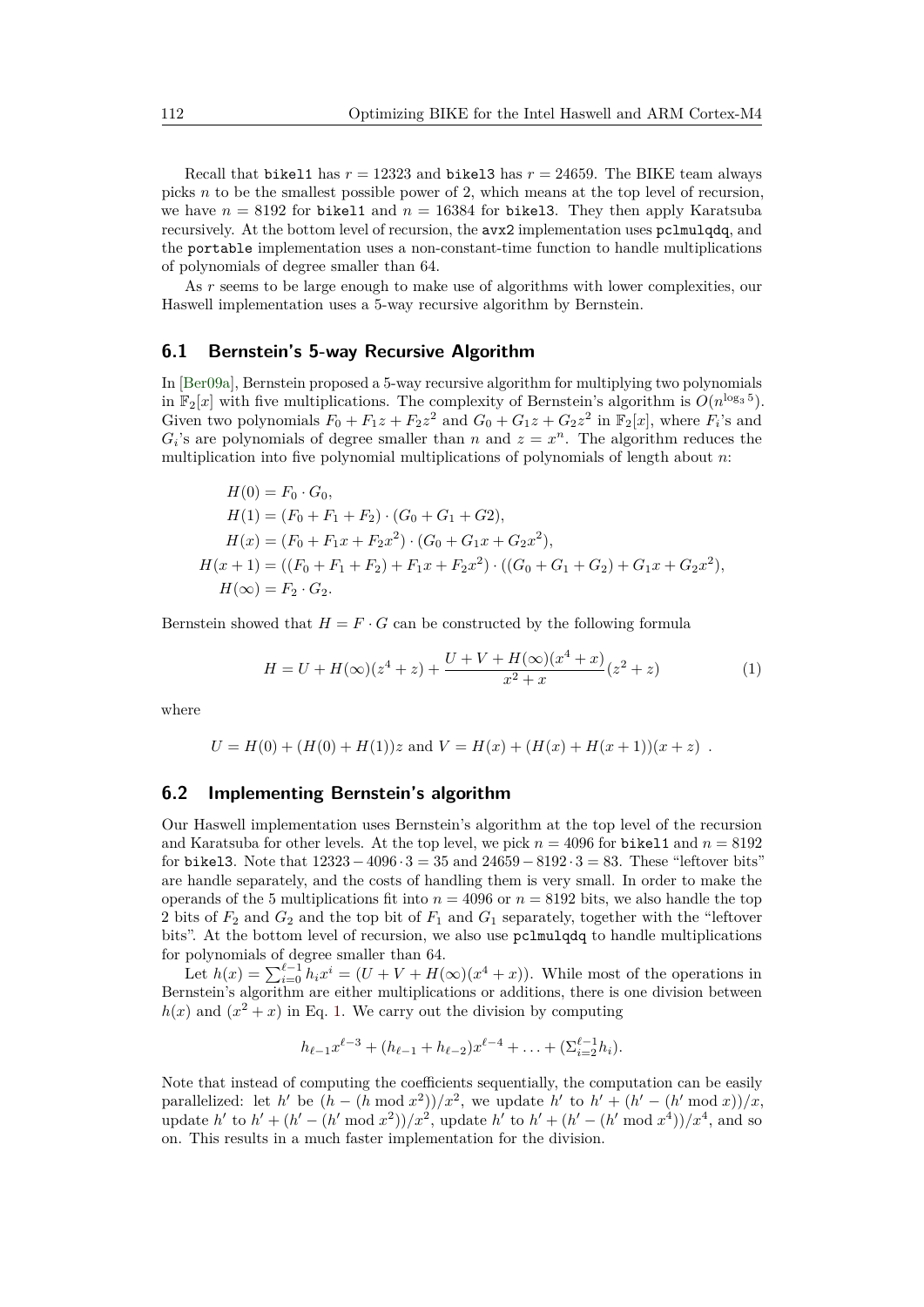Recall that `bikel1` has $r = 12323$ and `bikel3` has $r = 24659$. The BIKE team always picks $n$ to be the smallest possible power of 2, which means at the top level of recursion, we have $n = 8192$ for `bikel1` and $n = 16384$ for `bikel3`. They then apply Karatsuba recursively. At the bottom level of recursion, the `avx2` implementation uses `pclmulqdq`, and the `portable` implementation uses a non-constant-time function to handle multiplications of polynomials of degree smaller than 64.

As $r$ seems to be large enough to make use of algorithms with lower complexities, our Haswell implementation uses a 5-way recursive algorithm by Bernstein.

## 6.1 Bernstein's 5-way Recursive Algorithm

In [Ber09a], Bernstein proposed a 5-way recursive algorithm for multiplying two polynomials in $\mathbb{F}_2[x]$ with five multiplications. The complexity of Bernstein's algorithm is $O(n^{\log_3 5})$. Given two polynomials $F_0 + F_1 z + F_2 z^2$ and $G_0 + G_1 z + G_2 z^2$ in $\mathbb{F}_2[x]$, where $F_i$'s and $G_i$'s are polynomials of degree smaller than $n$ and $z = x^n$. The algorithm reduces the multiplication into five polynomial multiplications of polynomials of length about $n$:

$$
\begin{aligned}
H(0) &= F_0 \cdot G_0, \\
H(1) &= (F_0 + F_1 + F_2) \cdot (G_0 + G_1 + G2), \\
H(x) &= (F_0 + F_1 x + F_2 x^2) \cdot (G_0 + G_1 x + G_2 x^2), \\
H(x+1) &= ((F_0 + F_1 + F_2) + F_1 x + F_2 x^2) \cdot ((G_0 + G_1 + G_2) + G_1 x + G_2 x^2), \\
H(\infty) &= F_2 \cdot G_2.
\end{aligned}
$$

Bernstein showed that $H = F \cdot G$ can be constructed by the following formula

$$
H = U + H(\infty)(z^4 + z) + \frac{U + V + H(\infty)(x^4 + x)}{x^2 + x}(z^2 + z) \tag{1}
$$

where

$$
U = H(0) + (H(0) + H(1))z \text{ and } V = H(x) + (H(x) + H(x+1))(x + z) \ .
$$

## 6.2 Implementing Bernstein's algorithm

Our Haswell implementation uses Bernstein's algorithm at the top level of the recursion and Karatsuba for other levels. At the top level, we pick $n = 4096$ for `bikel1` and $n = 8192$ for `bikel3`. Note that $12323 - 4096 \cdot 3 = 35$ and $24659 - 8192 \cdot 3 = 83$. These "leftover bits" are handle separately, and the costs of handling them is very small. In order to make the operands of the 5 multiplications fit into $n = 4096$ or $n = 8192$ bits, we also handle the top 2 bits of $F_2$ and $G_2$ and the top bit of $F_1$ and $G_1$ separately, together with the "leftover bits". At the bottom level of recursion, we also use `pclmulqdq` to handle multiplications for polynomials of degree smaller than 64.

Let $h(x) = \sum_{i=0}^{\ell-1} h_i x^i = (U + V + H(\infty)(x^4 + x))$. While most of the operations in Bernstein's algorithm are either multiplications or additions, there is one division between $h(x)$ and $(x^2 + x)$ in Eq. 1. We carry out the division by computing

$$
h_{\ell-1} x^{\ell-3} + (h_{\ell-1} + h_{\ell-2}) x^{\ell-4} + \ldots + (\Sigma_{i=2}^{\ell-1} h_i).
$$

Note that instead of computing the coefficients sequentially, the computation can be easily parallelized: let $h'$ be $(h - (h \bmod x^2))/x^2$, we update $h'$ to $h' + (h' - (h' \bmod x))/x$, update $h'$ to $h' + (h' - (h' \bmod x^2))/x^2$, update $h'$ to $h' + (h' - (h' \bmod x^4))/x^4$, and so on. This results in a much faster implementation for the division.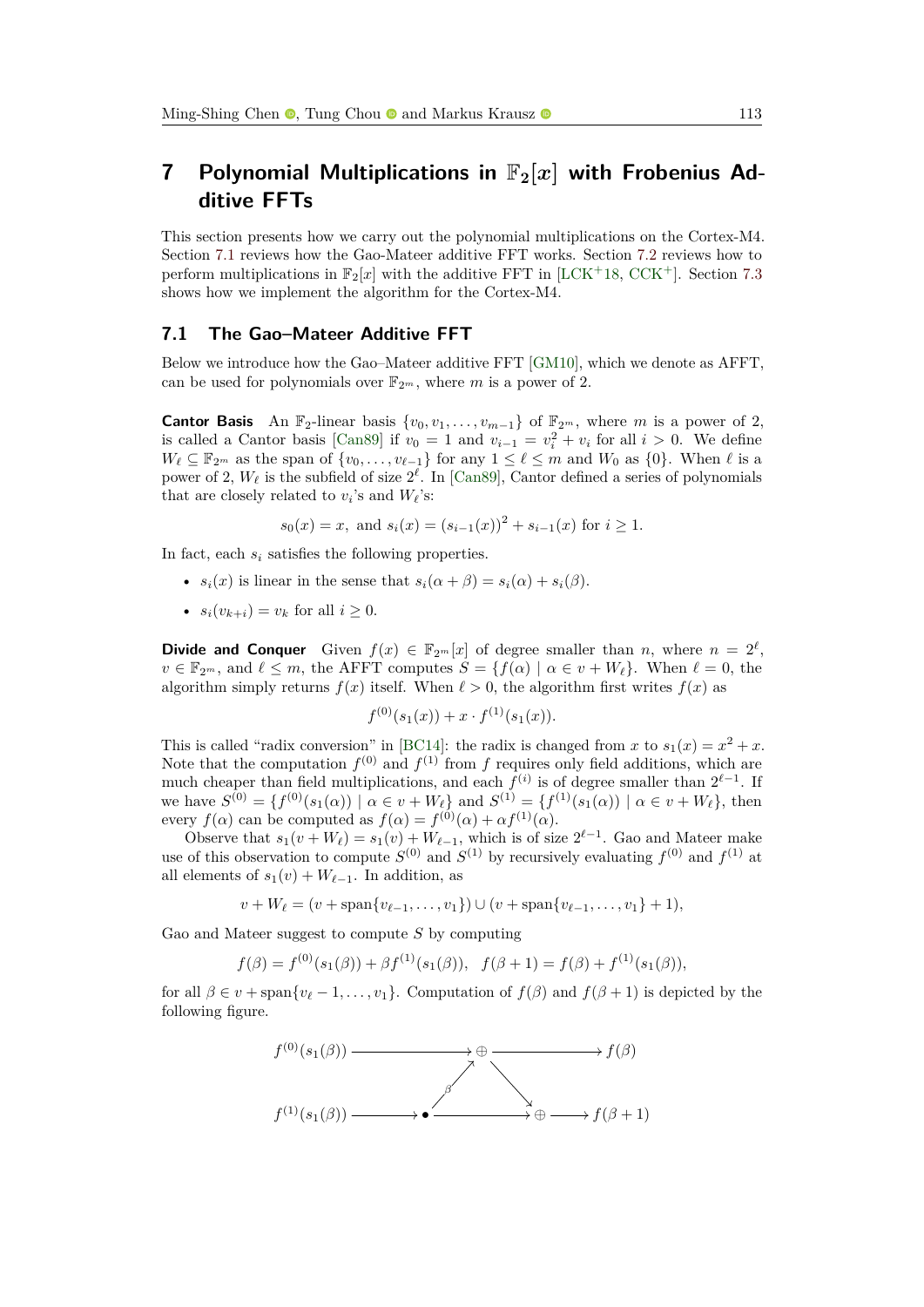# 7 Polynomial Multiplications in $\mathbb{F}_2[x]$ with Frobenius Additive FFTs

This section presents how we carry out the polynomial multiplications on the Cortex-M4. Section 7.1 reviews how the Gao-Mateer additive FFT works. Section 7.2 reviews how to perform multiplications in $\mathbb{F}_2[x]$ with the additive FFT in [LCK+18, CCK+]. Section 7.3 shows how we implement the algorithm for the Cortex-M4.

## 7.1 The Gao–Mateer Additive FFT

Below we introduce how the Gao–Mateer additive FFT [GM10], which we denote as AFFT, can be used for polynomials over $\mathbb{F}_{2^m}$, where $m$ is a power of 2.

**Cantor Basis** An $\mathbb{F}_2$-linear basis $\{v_0, v_1, \ldots, v_{m-1}\}$ of $\mathbb{F}_{2^m}$, where $m$ is a power of 2, is called a Cantor basis [Can89] if $v_0 = 1$ and $v_{i-1} = v_i^2 + v_i$ for all $i > 0$. We define $W_\ell \subseteq \mathbb{F}_{2^m}$ as the span of $\{v_0, \ldots, v_{\ell-1}\}$ for any $1 \le \ell \le m$ and $W_0$ as $\{0\}$. When $\ell$ is a power of 2, $W_\ell$ is the subfield of size $2^\ell$. In [Can89], Cantor defined a series of polynomials that are closely related to $v_i$'s and $W_\ell$'s:

$$s_0(x) = x, \text{ and } s_i(x) = (s_{i-1}(x))^2 + s_{i-1}(x) \text{ for } i \ge 1.$$

In fact, each $s_i$ satisfies the following properties.

- $s_i(x)$ is linear in the sense that $s_i(\alpha + \beta) = s_i(\alpha) + s_i(\beta)$.
- $s_i(v_{k+i}) = v_k$ for all $i \ge 0$.

**Divide and Conquer** Given $f(x) \in \mathbb{F}_{2^m}[x]$ of degree smaller than $n$, where $n = 2^\ell$, $v \in \mathbb{F}_{2^m}$, and $\ell \le m$, the AFFT computes $S = \{f(\alpha) \mid \alpha \in v + W_\ell\}$. When $\ell = 0$, the algorithm simply returns $f(x)$ itself. When $\ell > 0$, the algorithm first writes $f(x)$ as

$$f^{(0)}(s_1(x)) + x \cdot f^{(1)}(s_1(x)).$$

This is called "radix conversion" in [BC14]: the radix is changed from $x$ to $s_1(x) = x^2 + x$. Note that the computation $f^{(0)}$ and $f^{(1)}$ from $f$ requires only field additions, which are much cheaper than field multiplications, and each $f^{(i)}$ is of degree smaller than $2^{\ell-1}$. If we have $S^{(0)} = \{f^{(0)}(s_1(\alpha)) \mid \alpha \in v + W_\ell\}$ and $S^{(1)} = \{f^{(1)}(s_1(\alpha)) \mid \alpha \in v + W_\ell\}$, then every $f(\alpha)$ can be computed as $f(\alpha) = f^{(0)}(\alpha) + \alpha f^{(1)}(\alpha)$.

Observe that $s_1(v + W_\ell) = s_1(v) + W_{\ell-1}$, which is of size $2^{\ell-1}$. Gao and Mateer make use of this observation to compute $S^{(0)}$ and $S^{(1)}$ by recursively evaluating $f^{(0)}$ and $f^{(1)}$ at all elements of $s_1(v) + W_{\ell-1}$. In addition, as

$$v + W_\ell = (v + \text{span}\{v_{\ell-1}, \ldots, v_1\}) \cup (v + \text{span}\{v_{\ell-1}, \ldots, v_1\} + 1),$$

Gao and Mateer suggest to compute $S$ by computing

$$f(\beta) = f^{(0)}(s_1(\beta)) + \beta f^{(1)}(s_1(\beta)), \quad f(\beta + 1) = f(\beta) + f^{(1)}(s_1(\beta)),$$

for all $\beta \in v + \text{span}\{v_\ell - 1, \ldots, v_1\}$. Computation of $f(\beta)$ and $f(\beta + 1)$ is depicted by the following figure.

```
f^(0)(s_1(β)) ──────────────────→ ⊕ ──────────────→ f(β)
                                ↗β  ↘
f^(1)(s_1(β)) ──────────→ • ──────────→ ⊕ ──────→ f(β+1)
```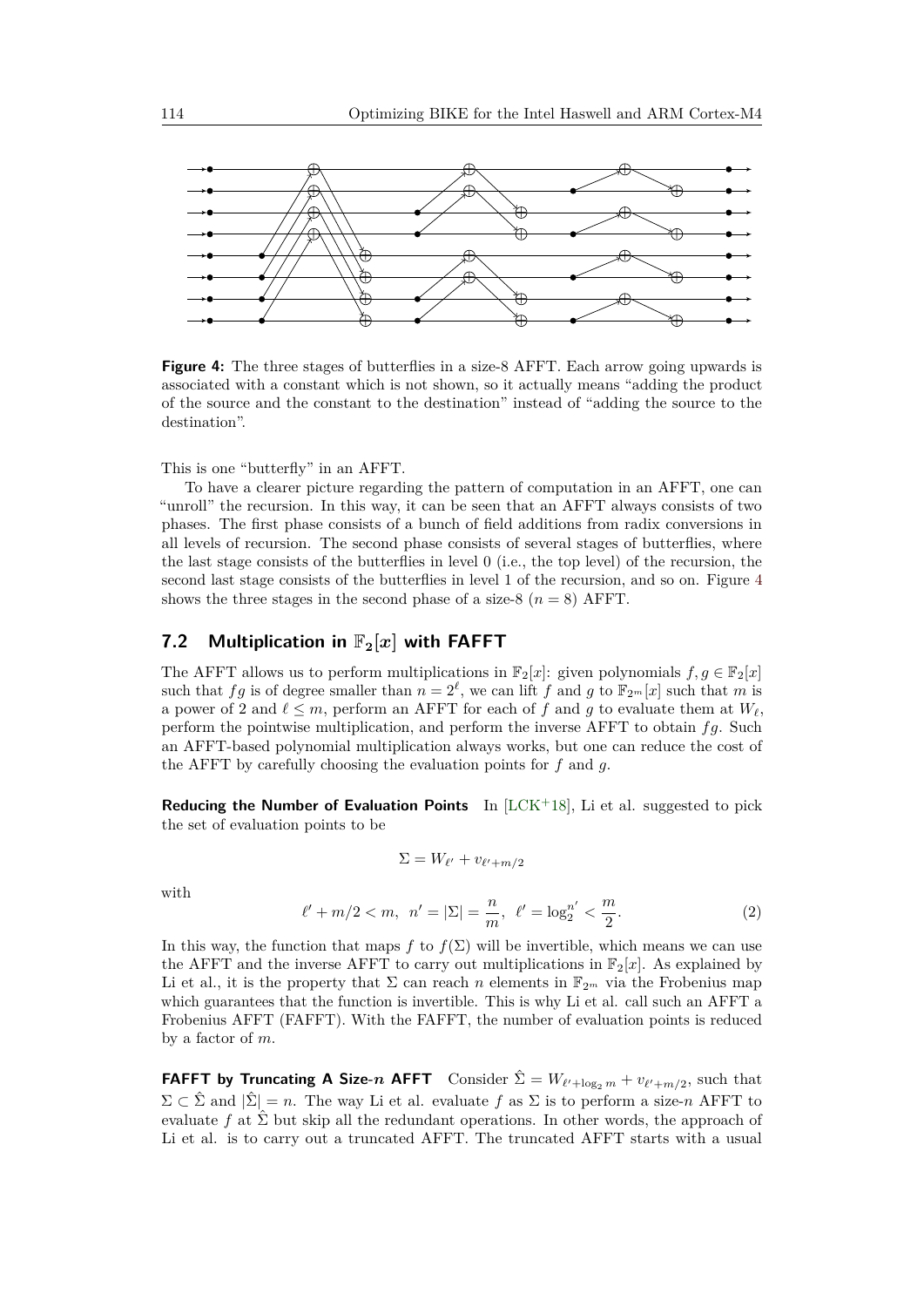**Figure 4:** The three stages of butterflies in a size-8 AFFT. Each arrow going upwards is associated with a constant which is not shown, so it actually means "adding the product of the source and the constant to the destination" instead of "adding the source to the destination".

This is one "butterfly" in an AFFT.

To have a clearer picture regarding the pattern of computation in an AFFT, one can "unroll" the recursion. In this way, it can be seen that an AFFT always consists of two phases. The first phase consists of a bunch of field additions from radix conversions in all levels of recursion. The second phase consists of several stages of butterflies, where the last stage consists of the butterflies in level 0 (i.e., the top level) of the recursion, the second last stage consists of the butterflies in level 1 of the recursion, and so on. Figure 4 shows the three stages in the second phase of a size-8 ($n = 8$) AFFT.

## 7.2 Multiplication in $\mathbb{F}_2[x]$ with FAFFT

The AFFT allows us to perform multiplications in $\mathbb{F}_2[x]$: given polynomials $f, g \in \mathbb{F}_2[x]$ such that $fg$ is of degree smaller than $n = 2^\ell$, we can lift $f$ and $g$ to $\mathbb{F}_{2^m}[x]$ such that $m$ is a power of 2 and $\ell \leq m$, perform an AFFT for each of $f$ and $g$ to evaluate them at $W_\ell$, perform the pointwise multiplication, and perform the inverse AFFT to obtain $fg$. Such an AFFT-based polynomial multiplication always works, but one can reduce the cost of the AFFT by carefully choosing the evaluation points for $f$ and $g$.

**Reducing the Number of Evaluation Points** In [LCK+18], Li et al. suggested to pick the set of evaluation points to be

$$\Sigma = W_{\ell'} + v_{\ell' + m/2}$$

with

$$\ell' + m/2 < m, \;\; n' = |\Sigma| = \frac{n}{m}, \;\; \ell' = \log_2^{n'} < \frac{m}{2}. \tag{2}$$

In this way, the function that maps $f$ to $f(\Sigma)$ will be invertible, which means we can use the AFFT and the inverse AFFT to carry out multiplications in $\mathbb{F}_2[x]$. As explained by Li et al., it is the property that $\Sigma$ can reach $n$ elements in $\mathbb{F}_{2^m}$ via the Frobenius map which guarantees that the function is invertible. This is why Li et al. call such an AFFT a Frobenius AFFT (FAFFT). With the FAFFT, the number of evaluation points is reduced by a factor of $m$.

**FAFFT by Truncating A Size-$n$ AFFT** Consider $\hat{\Sigma} = W_{\ell' + \log_2 m} + v_{\ell' + m/2}$, such that $\Sigma \subset \hat{\Sigma}$ and $|\hat{\Sigma}| = n$. The way Li et al. evaluate $f$ as $\Sigma$ is to perform a size-$n$ AFFT to evaluate $f$ at $\hat{\Sigma}$ but skip all the redundant operations. In other words, the approach of Li et al. is to carry out a truncated AFFT. The truncated AFFT starts with a usual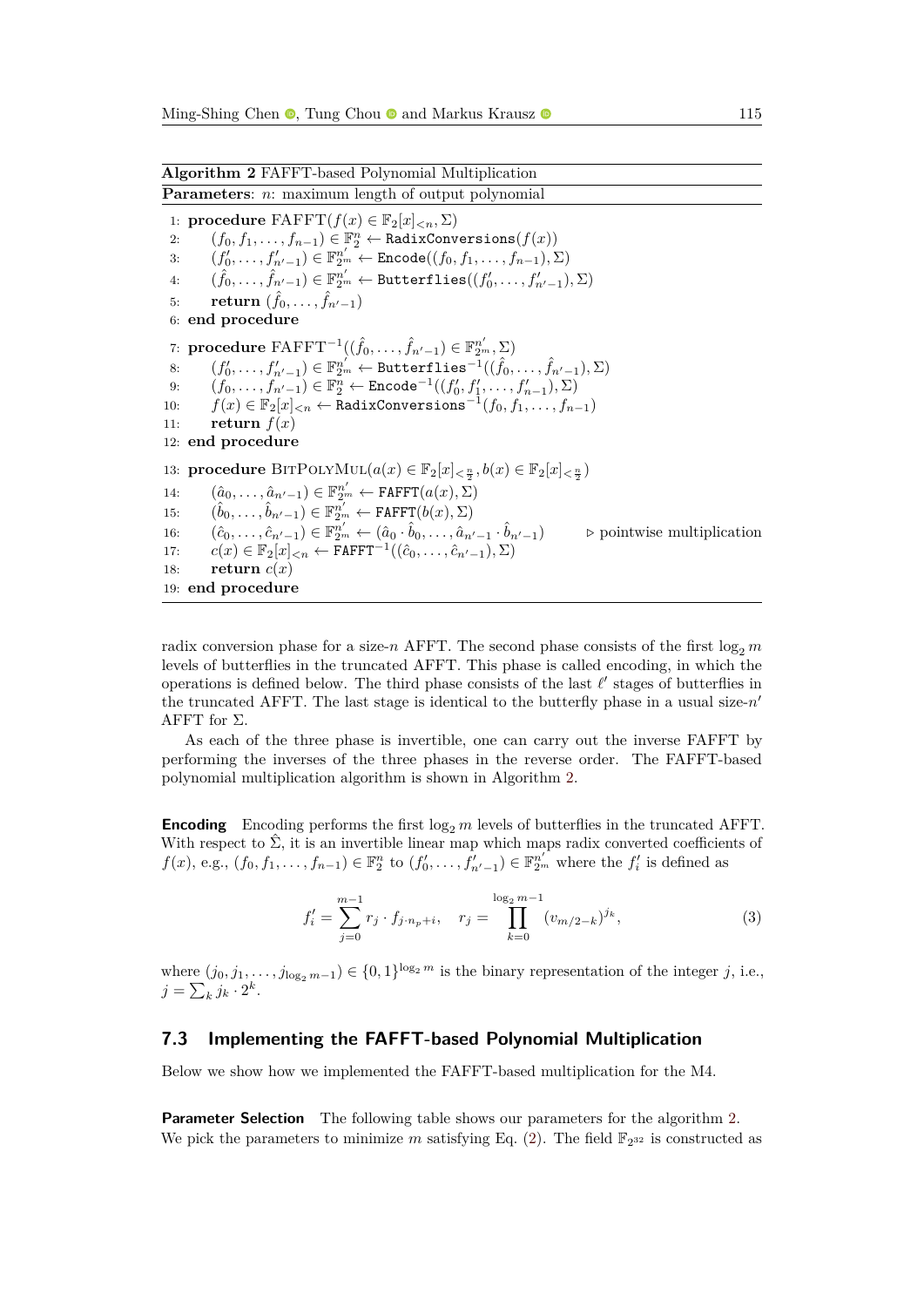**Algorithm 2** FAFFT-based Polynomial Multiplication

**Parameters**: $n$: maximum length of output polynomial

```
1:  procedure FAFFT(f(x) ∈ F_2[x]_{<n}, Σ)
2:      (f_0, f_1, ..., f_{n-1}) ∈ F_2^n ← RadixConversions(f(x))
3:      (f'_0, ..., f'_{n'-1}) ∈ F_{2^m}^{n'} ← Encode((f_0, f_1, ..., f_{n-1}), Σ)
4:      (f̂_0, ..., f̂_{n'-1}) ∈ F_{2^m}^{n'} ← Butterflies((f'_0, ..., f'_{n'-1}), Σ)
5:      return (f̂_0, ..., f̂_{n'-1})
6:  end procedure
7:  procedure FAFFT^{-1}((f̂_0, ..., f̂_{n'-1}) ∈ F_{2^m}^{n'}, Σ)
8:      (f'_0, ..., f'_{n'-1}) ∈ F_{2^m}^{n'} ← Butterflies^{-1}((f̂_0, ..., f̂_{n'-1}), Σ)
9:      (f_0, ..., f_{n'-1}) ∈ F_2^n ← Encode^{-1}((f'_0, f'_1, ..., f'_{n-1}), Σ)
10:     f(x) ∈ F_2[x]_{<n} ← RadixConversions^{-1}(f_0, f_1, ..., f_{n-1})
11:     return f(x)
12: end procedure
13: procedure BitPolyMul(a(x) ∈ F_2[x]_{<n/2}, b(x) ∈ F_2[x]_{<n/2})
14:     (â_0, ..., â_{n'-1}) ∈ F_{2^m}^{n'} ← FAFFT(a(x), Σ)
15:     (b̂_0, ..., b̂_{n'-1}) ∈ F_{2^m}^{n'} ← FAFFT(b(x), Σ)
16:     (ĉ_0, ..., ĉ_{n'-1}) ∈ F_{2^m}^{n'} ← (â_0 · b̂_0, ..., â_{n'-1} · b̂_{n'-1})    ▷ pointwise multiplication
17:     c(x) ∈ F_2[x]_{<n} ← FAFFT^{-1}((ĉ_0, ..., ĉ_{n'-1}), Σ)
18:     return c(x)
19: end procedure
```

radix conversion phase for a size-$n$ AFFT. The second phase consists of the first $\log_2 m$ levels of butterflies in the truncated AFFT. This phase is called encoding, in which the operations is defined below. The third phase consists of the last $\ell'$ stages of butterflies in the truncated AFFT. The last stage is identical to the butterfly phase in a usual size-$n'$ AFFT for $\Sigma$.

As each of the three phase is invertible, one can carry out the inverse FAFFT by performing the inverses of the three phases in the reverse order. The FAFFT-based polynomial multiplication algorithm is shown in Algorithm 2.

**Encoding** Encoding performs the first $\log_2 m$ levels of butterflies in the truncated AFFT. With respect to $\hat{\Sigma}$, it is an invertible linear map which maps radix converted coefficients of $f(x)$, e.g., $(f_0, f_1, \ldots, f_{n-1}) \in \mathbb{F}_2^n$ to $(f'_0, \ldots, f'_{n'-1}) \in \mathbb{F}_{2^m}^{n'}$ where the $f'_i$ is defined as

$$f'_i = \sum_{j=0}^{m-1} r_j \cdot f_{j \cdot n_p + i}, \quad r_j = \prod_{k=0}^{\log_2 m - 1} (v_{m/2-k})^{j_k}, \tag{3}$$

where $(j_0, j_1, \ldots, j_{\log_2 m - 1}) \in \{0,1\}^{\log_2 m}$ is the binary representation of the integer $j$, i.e., $j = \sum_k j_k \cdot 2^k$.

### 7.3 Implementing the FAFFT-based Polynomial Multiplication

Below we show how we implemented the FAFFT-based multiplication for the M4.

**Parameter Selection** The following table shows our parameters for the algorithm 2. We pick the parameters to minimize $m$ satisfying Eq. (2). The field $\mathbb{F}_{2^{32}}$ is constructed as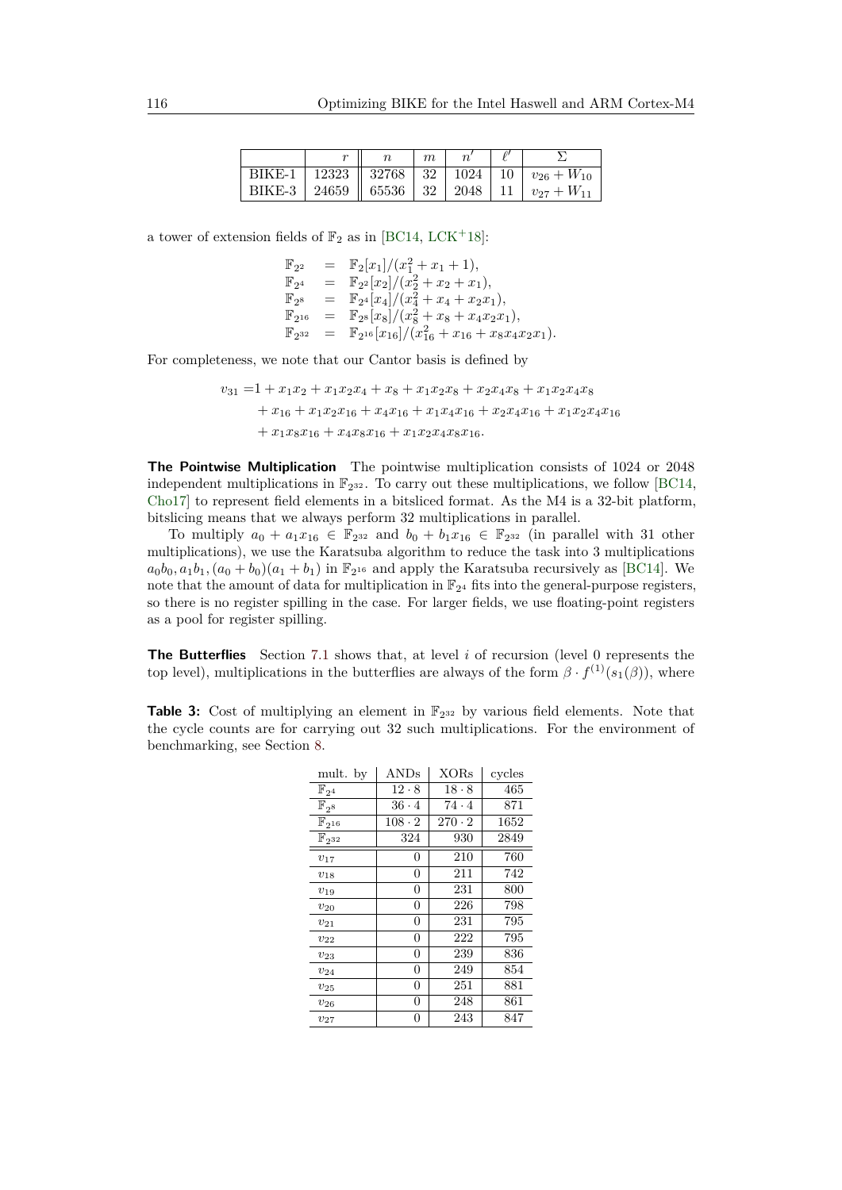|  | $r$ | $n$ | $m$ | $n'$ | $\ell'$ | $\Sigma$ |
|---|---|---|---|---|---|---|
| BIKE-1 | 12323 | 32768 | 32 | 1024 | 10 | $v_{26} + W_{10}$ |
| BIKE-3 | 24659 | 65536 | 32 | 2048 | 11 | $v_{27} + W_{11}$ |

a tower of extension fields of $\mathbb{F}_2$ as in [BC14, LCK+18]:

$$
\begin{aligned}
\mathbb{F}_{2^2} &= \mathbb{F}_2[x_1]/(x_1^2 + x_1 + 1), \\
\mathbb{F}_{2^4} &= \mathbb{F}_{2^2}[x_2]/(x_2^2 + x_2 + x_1), \\
\mathbb{F}_{2^8} &= \mathbb{F}_{2^4}[x_4]/(x_4^2 + x_4 + x_2 x_1), \\
\mathbb{F}_{2^{16}} &= \mathbb{F}_{2^8}[x_8]/(x_8^2 + x_8 + x_4 x_2 x_1), \\
\mathbb{F}_{2^{32}} &= \mathbb{F}_{2^{16}}[x_{16}]/(x_{16}^2 + x_{16} + x_8 x_4 x_2 x_1).
\end{aligned}
$$

For completeness, we note that our Cantor basis is defined by

$$
\begin{aligned}
v_{31} =& 1 + x_1 x_2 + x_1 x_2 x_4 + x_8 + x_1 x_2 x_8 + x_2 x_4 x_8 + x_1 x_2 x_4 x_8 \\
&+ x_{16} + x_1 x_2 x_{16} + x_4 x_{16} + x_1 x_4 x_{16} + x_2 x_4 x_{16} + x_1 x_2 x_4 x_{16} \\
&+ x_1 x_8 x_{16} + x_4 x_8 x_{16} + x_1 x_2 x_4 x_8 x_{16}.
\end{aligned}
$$

**The Pointwise Multiplication** The pointwise multiplication consists of 1024 or 2048 independent multiplications in $\mathbb{F}_{2^{32}}$. To carry out these multiplications, we follow [BC14, Cho17] to represent field elements in a bitsliced format. As the M4 is a 32-bit platform, bitslicing means that we always perform 32 multiplications in parallel.

To multiply $a_0 + a_1 x_{16} \in \mathbb{F}_{2^{32}}$ and $b_0 + b_1 x_{16} \in \mathbb{F}_{2^{32}}$ (in parallel with 31 other multiplications), we use the Karatsuba algorithm to reduce the task into 3 multiplications $a_0 b_0, a_1 b_1, (a_0 + b_0)(a_1 + b_1)$ in $\mathbb{F}_{2^{16}}$ and apply the Karatsuba recursively as [BC14]. We note that the amount of data for multiplication in $\mathbb{F}_{2^4}$ fits into the general-purpose registers, so there is no register spilling in the case. For larger fields, we use floating-point registers as a pool for register spilling.

**The Butterflies** Section 7.1 shows that, at level $i$ of recursion (level 0 represents the top level), multiplications in the butterflies are always of the form $\beta \cdot f^{(1)}(s_1(\beta))$, where

**Table 3:** Cost of multiplying an element in $\mathbb{F}_{2^{32}}$ by various field elements. Note that the cycle counts are for carrying out 32 such multiplications. For the environment of benchmarking, see Section 8.

| mult. by | ANDs | XORs | cycles |
|---|---|---|---|
| $\mathbb{F}_{2^4}$ | $12 \cdot 8$ | $18 \cdot 8$ | 465 |
| $\mathbb{F}_{2^8}$ | $36 \cdot 4$ | $74 \cdot 4$ | 871 |
| $\mathbb{F}_{2^{16}}$ | $108 \cdot 2$ | $270 \cdot 2$ | 1652 |
| $\mathbb{F}_{2^{32}}$ | 324 | 930 | 2849 |
| $v_{17}$ | 0 | 210 | 760 |
| $v_{18}$ | 0 | 211 | 742 |
| $v_{19}$ | 0 | 231 | 800 |
| $v_{20}$ | 0 | 226 | 798 |
| $v_{21}$ | 0 | 231 | 795 |
| $v_{22}$ | 0 | 222 | 795 |
| $v_{23}$ | 0 | 239 | 836 |
| $v_{24}$ | 0 | 249 | 854 |
| $v_{25}$ | 0 | 251 | 881 |
| $v_{26}$ | 0 | 248 | 861 |
| $v_{27}$ | 0 | 243 | 847 |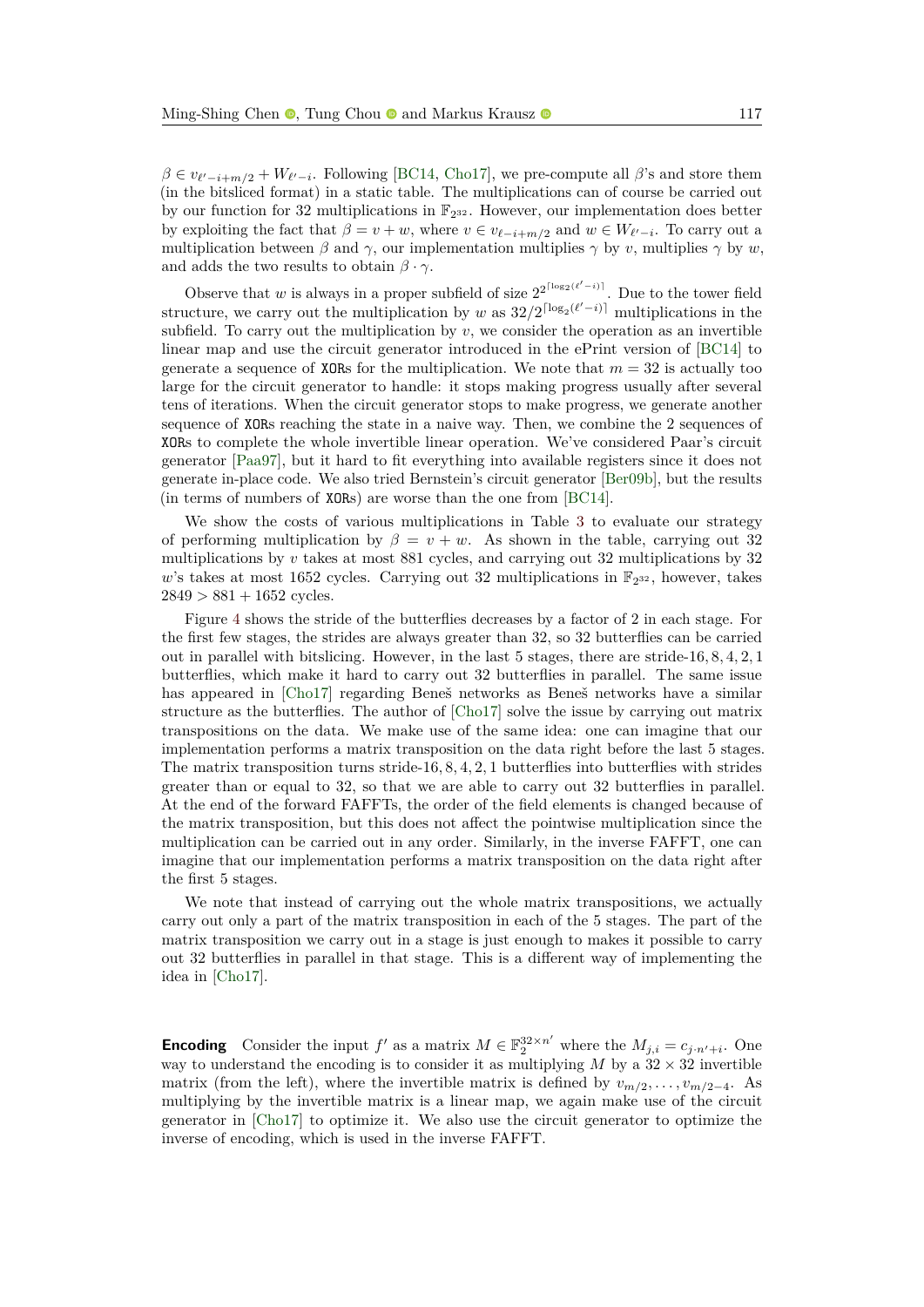$\beta \in v_{\ell'-i+m/2} + W_{\ell'-i}$. Following [BC14, Cho17], we pre-compute all $\beta$'s and store them (in the bitsliced format) in a static table. The multiplications can of course be carried out by our function for 32 multiplications in $\mathbb{F}_{2^{32}}$. However, our implementation does better by exploiting the fact that $\beta = v + w$, where $v \in v_{\ell-i+m/2}$ and $w \in W_{\ell'-i}$. To carry out a multiplication between $\beta$ and $\gamma$, our implementation multiplies $\gamma$ by $v$, multiplies $\gamma$ by $w$, and adds the two results to obtain $\beta \cdot \gamma$.

Observe that $w$ is always in a proper subfield of size $2^{2^{\lceil \log_2(\ell'-i) \rceil}}$. Due to the tower field structure, we carry out the multiplication by $w$ as $32/2^{\lceil \log_2(\ell'-i) \rceil}$ multiplications in the subfield. To carry out the multiplication by $v$, we consider the operation as an invertible linear map and use the circuit generator introduced in the ePrint version of [BC14] to generate a sequence of XORs for the multiplication. We note that $m = 32$ is actually too large for the circuit generator to handle: it stops making progress usually after several tens of iterations. When the circuit generator stops to make progress, we generate another sequence of XORs reaching the state in a naive way. Then, we combine the 2 sequences of XORs to complete the whole invertible linear operation. We've considered Paar's circuit generator [Paa97], but it hard to fit everything into available registers since it does not generate in-place code. We also tried Bernstein's circuit generator [Ber09b], but the results (in terms of numbers of XORs) are worse than the one from [BC14].

We show the costs of various multiplications in Table 3 to evaluate our strategy of performing multiplication by $\beta = v + w$. As shown in the table, carrying out 32 multiplications by $v$ takes at most 881 cycles, and carrying out 32 multiplications by 32 $w$'s takes at most 1652 cycles. Carrying out 32 multiplications in $\mathbb{F}_{2^{32}}$, however, takes $2849 > 881 + 1652$ cycles.

Figure 4 shows the stride of the butterflies decreases by a factor of 2 in each stage. For the first few stages, the strides are always greater than 32, so 32 butterflies can be carried out in parallel with bitslicing. However, in the last 5 stages, there are stride-$16, 8, 4, 2, 1$ butterflies, which make it hard to carry out 32 butterflies in parallel. The same issue has appeared in [Cho17] regarding Beneš networks as Beneš networks have a similar structure as the butterflies. The author of [Cho17] solve the issue by carrying out matrix transpositions on the data. We make use of the same idea: one can imagine that our implementation performs a matrix transposition on the data right before the last 5 stages. The matrix transposition turns stride-$16, 8, 4, 2, 1$ butterflies into butterflies with strides greater than or equal to 32, so that we are able to carry out 32 butterflies in parallel. At the end of the forward FAFFTs, the order of the field elements is changed because of the matrix transposition, but this does not affect the pointwise multiplication since the multiplication can be carried out in any order. Similarly, in the inverse FAFFT, one can imagine that our implementation performs a matrix transposition on the data right after the first 5 stages.

We note that instead of carrying out the whole matrix transpositions, we actually carry out only a part of the matrix transposition in each of the 5 stages. The part of the matrix transposition we carry out in a stage is just enough to makes it possible to carry out 32 butterflies in parallel in that stage. This is a different way of implementing the idea in [Cho17].

**Encoding** Consider the input $f'$ as a matrix $M \in \mathbb{F}_2^{32 \times n'}$ where the $M_{j,i} = c_{j \cdot n' + i}$. One way to understand the encoding is to consider it as multiplying $M$ by a $32 \times 32$ invertible matrix (from the left), where the invertible matrix is defined by $v_{m/2}, \ldots, v_{m/2-4}$. As multiplying by the invertible matrix is a linear map, we again make use of the circuit generator in [Cho17] to optimize it. We also use the circuit generator to optimize the inverse of encoding, which is used in the inverse FAFFT.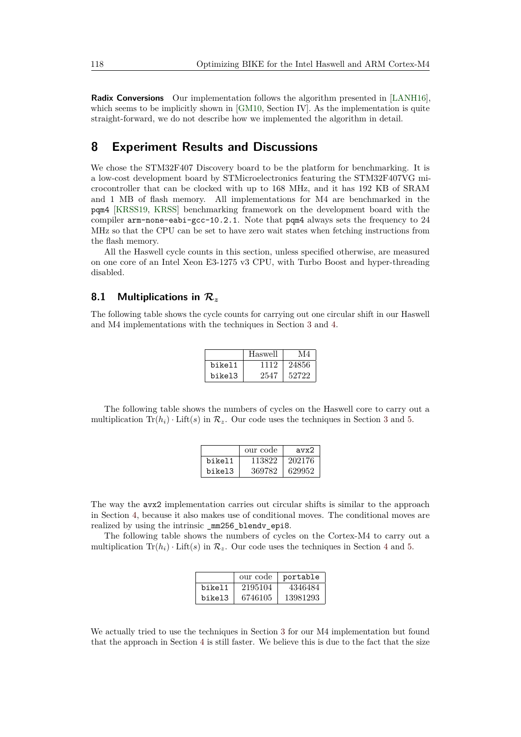**Radix Conversions** Our implementation follows the algorithm presented in [LANH16], which seems to be implicitly shown in [GM10, Section IV]. As the implementation is quite straight-forward, we do not describe how we implemented the algorithm in detail.

## 8 Experiment Results and Discussions

We chose the STM32F407 Discovery board to be the platform for benchmarking. It is a low-cost development board by STMicroelectronics featuring the STM32F407VG microcontroller that can be clocked with up to 168 MHz, and it has 192 KB of SRAM and 1 MB of flash memory. All implementations for M4 are benchmarked in the `pqm4` [KRSS19, KRSS] benchmarking framework on the development board with the compiler `arm-none-eabi-gcc-10.2.1`. Note that `pqm4` always sets the frequency to 24 MHz so that the CPU can be set to have zero wait states when fetching instructions from the flash memory.

All the Haswell cycle counts in this section, unless specified otherwise, are measured on one core of an Intel Xeon E3-1275 v3 CPU, with Turbo Boost and hyper-threading disabled.

### 8.1 Multiplications in $\mathcal{R}_z$

The following table shows the cycle counts for carrying out one circular shift in our Haswell and M4 implementations with the techniques in Section 3 and 4.

| | Haswell | M4 |
|---|---|---|
| `bikel1` | 1112 | 24856 |
| `bikel3` | 2547 | 52722 |

The following table shows the numbers of cycles on the Haswell core to carry out a multiplication $\mathrm{Tr}(h_i) \cdot \mathrm{Lift}(s)$ in $\mathcal{R}_z$. Our code uses the techniques in Section 3 and 5.

| | our code | `avx2` |
|---|---|---|
| `bikel1` | 113822 | 202176 |
| `bikel3` | 369782 | 629952 |

The way the `avx2` implementation carries out circular shifts is similar to the approach in Section 4, because it also makes use of conditional moves. The conditional moves are realized by using the intrinsic `_mm256_blendv_epi8`.

The following table shows the numbers of cycles on the Cortex-M4 to carry out a multiplication $\mathrm{Tr}(h_i) \cdot \mathrm{Lift}(s)$ in $\mathcal{R}_z$. Our code uses the techniques in Section 4 and 5.

| | our code | `portable` |
|---|---|---|
| `bikel1` | 2195104 | 4346484 |
| `bikel3` | 6746105 | 13981293 |

We actually tried to use the techniques in Section 3 for our M4 implementation but found that the approach in Section 4 is still faster. We believe this is due to the fact that the size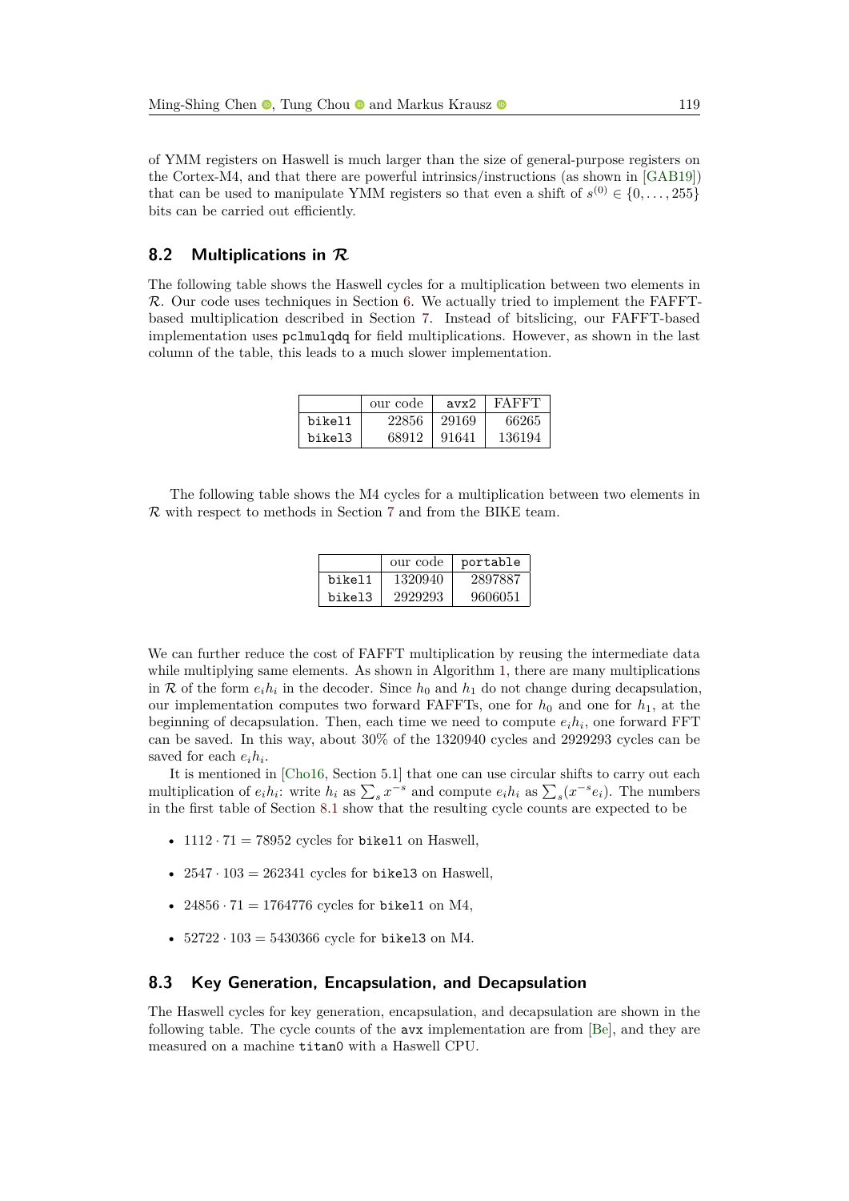of YMM registers on Haswell is much larger than the size of general-purpose registers on the Cortex-M4, and that there are powerful intrinsics/instructions (as shown in [GAB19]) that can be used to manipulate YMM registers so that even a shift of $s^{(0)} \in \{0, \ldots, 255\}$ bits can be carried out efficiently.

## 8.2 Multiplications in $\mathcal{R}$

The following table shows the Haswell cycles for a multiplication between two elements in $\mathcal{R}$. Our code uses techniques in Section 6. We actually tried to implement the FAFFT-based multiplication described in Section 7. Instead of bitslicing, our FAFFT-based implementation uses `pclmulqdq` for field multiplications. However, as shown in the last column of the table, this leads to a much slower implementation.

| | our code | `avx2` | FAFFT |
|---|---|---|---|
| `bikel1` | 22856 | 29169 | 66265 |
| `bikel3` | 68912 | 91641 | 136194 |

The following table shows the M4 cycles for a multiplication between two elements in $\mathcal{R}$ with respect to methods in Section 7 and from the BIKE team.

| | our code | `portable` |
|---|---|---|
| `bikel1` | 1320940 | 2897887 |
| `bikel3` | 2929293 | 9606051 |

We can further reduce the cost of FAFFT multiplication by reusing the intermediate data while multiplying same elements. As shown in Algorithm 1, there are many multiplications in $\mathcal{R}$ of the form $e_i h_i$ in the decoder. Since $h_0$ and $h_1$ do not change during decapsulation, our implementation computes two forward FAFFTs, one for $h_0$ and one for $h_1$, at the beginning of decapsulation. Then, each time we need to compute $e_i h_i$, one forward FFT can be saved. In this way, about 30% of the 1320940 cycles and 2929293 cycles can be saved for each $e_i h_i$.

It is mentioned in [Cho16, Section 5.1] that one can use circular shifts to carry out each multiplication of $e_i h_i$: write $h_i$ as $\sum_s x^{-s}$ and compute $e_i h_i$ as $\sum_s (x^{-s} e_i)$. The numbers in the first table of Section 8.1 show that the resulting cycle counts are expected to be

- $1112 \cdot 71 = 78952$ cycles for `bikel1` on Haswell,
- $2547 \cdot 103 = 262341$ cycles for `bikel3` on Haswell,
- $24856 \cdot 71 = 1764776$ cycles for `bikel1` on M4,
- $52722 \cdot 103 = 5430366$ cycle for `bikel3` on M4.

## 8.3 Key Generation, Encapsulation, and Decapsulation

The Haswell cycles for key generation, encapsulation, and decapsulation are shown in the following table. The cycle counts of the `avx` implementation are from [Be], and they are measured on a machine `titan0` with a Haswell CPU.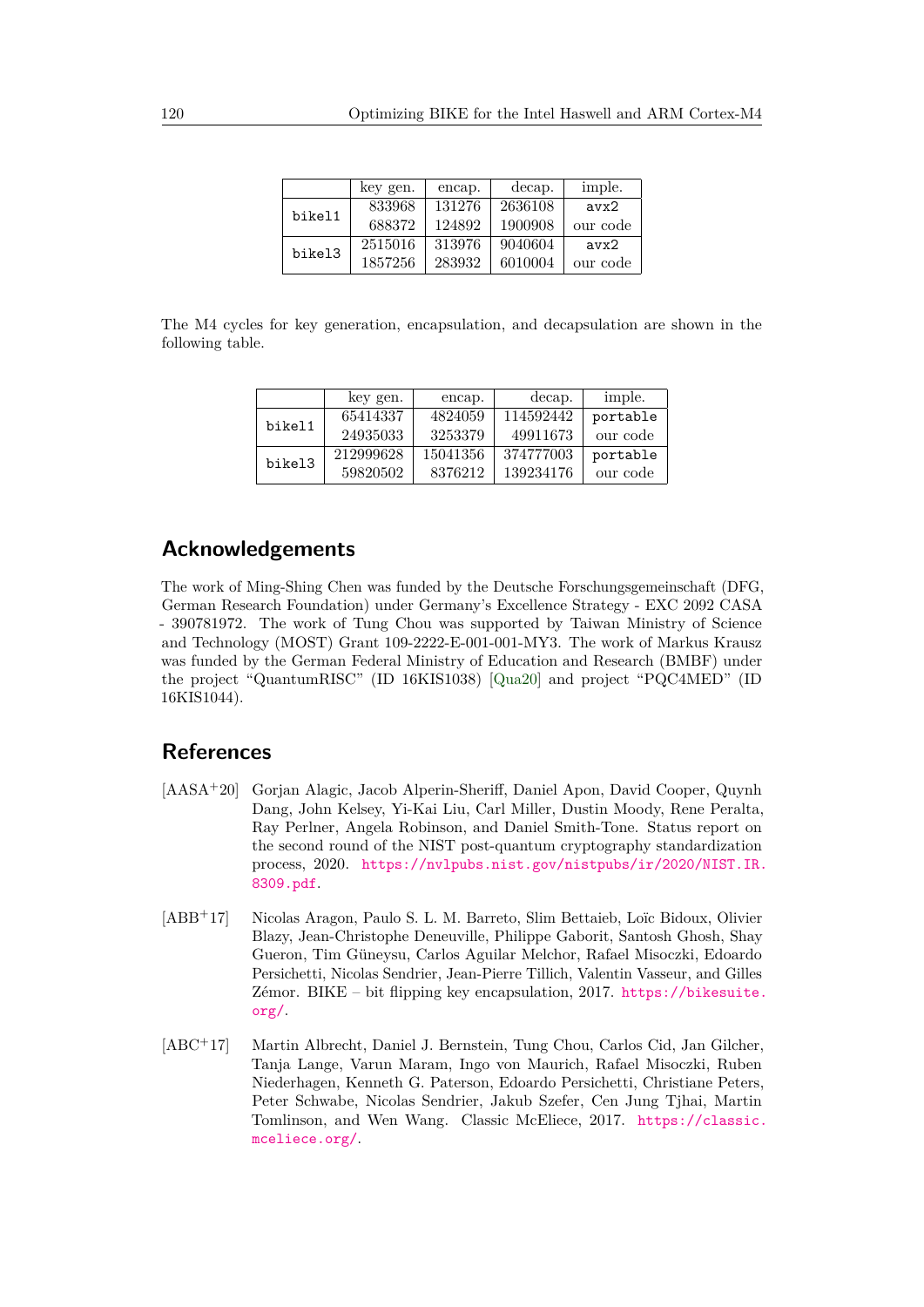| | key gen. | encap. | decap. | imple. |
|---|---|---|---|---|
| bikel1 | 833968 | 131276 | 2636108 | avx2 |
| | 688372 | 124892 | 1900908 | our code |
| bikel3 | 2515016 | 313976 | 9040604 | avx2 |
| | 1857256 | 283932 | 6010004 | our code |

The M4 cycles for key generation, encapsulation, and decapsulation are shown in the following table.

| | key gen. | encap. | decap. | imple. |
|---|---|---|---|---|
| bikel1 | 65414337 | 4824059 | 114592442 | portable |
| | 24935033 | 3253379 | 49911673 | our code |
| bikel3 | 212999628 | 15041356 | 374777003 | portable |
| | 59820502 | 8376212 | 139234176 | our code |

## Acknowledgements

The work of Ming-Shing Chen was funded by the Deutsche Forschungsgemeinschaft (DFG, German Research Foundation) under Germany's Excellence Strategy - EXC 2092 CASA - 390781972. The work of Tung Chou was supported by Taiwan Ministry of Science and Technology (MOST) Grant 109-2222-E-001-001-MY3. The work of Markus Krausz was funded by the German Federal Ministry of Education and Research (BMBF) under the project "QuantumRISC" (ID 16KIS1038) [Qua20] and project "PQC4MED" (ID 16KIS1044).

## References

[AASA+20] Gorjan Alagic, Jacob Alperin-Sheriff, Daniel Apon, David Cooper, Quynh Dang, John Kelsey, Yi-Kai Liu, Carl Miller, Dustin Moody, Rene Peralta, Ray Perlner, Angela Robinson, and Daniel Smith-Tone. Status report on the second round of the NIST post-quantum cryptography standardization process, 2020. https://nvlpubs.nist.gov/nistpubs/ir/2020/NIST.IR.8309.pdf.

[ABB+17] Nicolas Aragon, Paulo S. L. M. Barreto, Slim Bettaieb, Loïc Bidoux, Olivier Blazy, Jean-Christophe Deneuville, Philippe Gaborit, Santosh Ghosh, Shay Gueron, Tim Güneysu, Carlos Aguilar Melchor, Rafael Misoczki, Edoardo Persichetti, Nicolas Sendrier, Jean-Pierre Tillich, Valentin Vasseur, and Gilles Zémor. BIKE – bit flipping key encapsulation, 2017. https://bikesuite.org/.

[ABC+17] Martin Albrecht, Daniel J. Bernstein, Tung Chou, Carlos Cid, Jan Gilcher, Tanja Lange, Varun Maram, Ingo von Maurich, Rafael Misoczki, Ruben Niederhagen, Kenneth G. Paterson, Edoardo Persichetti, Christiane Peters, Peter Schwabe, Nicolas Sendrier, Jakub Szefer, Cen Jung Tjhai, Martin Tomlinson, and Wen Wang. Classic McEliece, 2017. https://classic.mceliece.org/.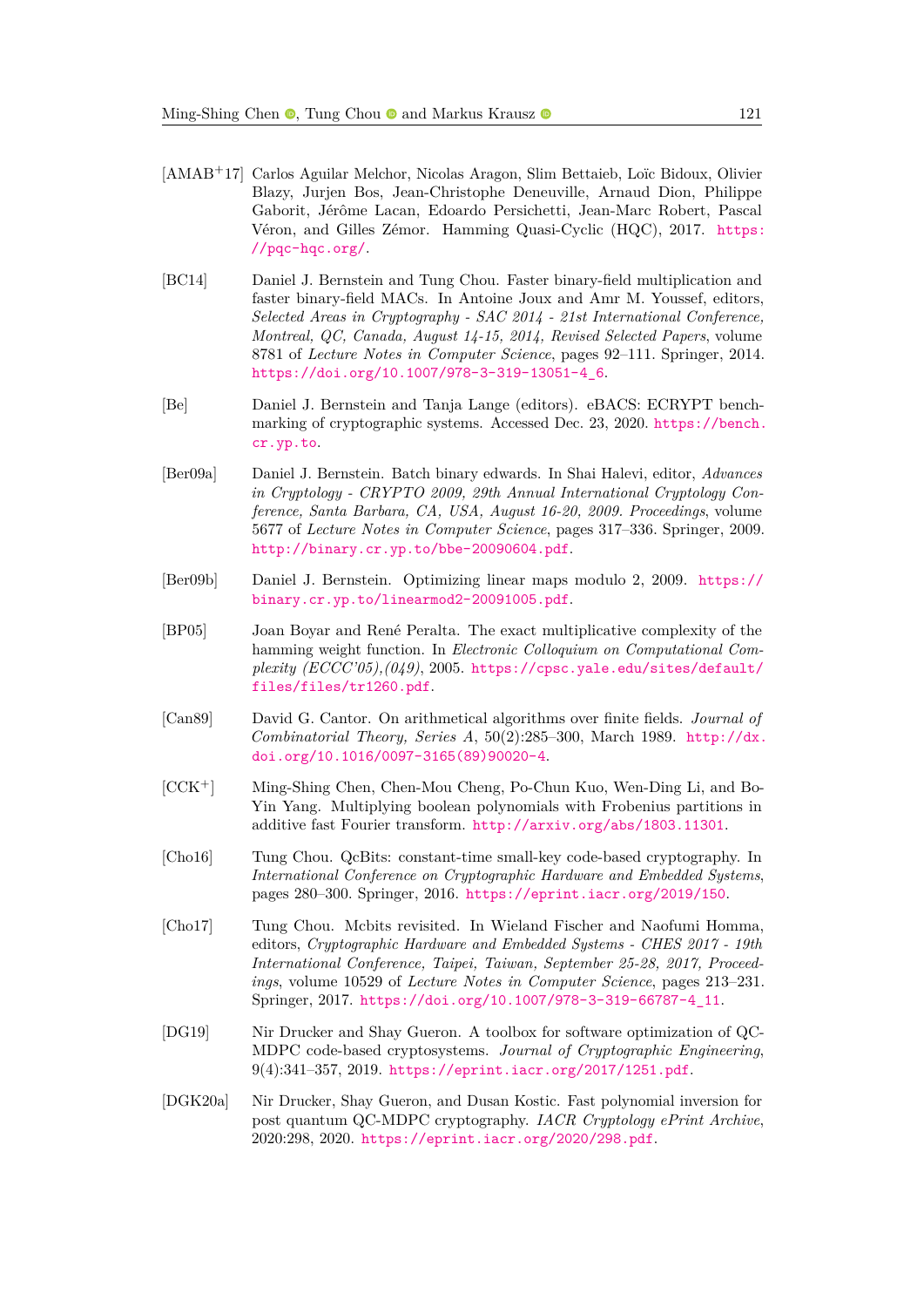[AMAB+17] Carlos Aguilar Melchor, Nicolas Aragon, Slim Bettaieb, Loïc Bidoux, Olivier Blazy, Jurjen Bos, Jean-Christophe Deneuville, Arnaud Dion, Philippe Gaborit, Jérôme Lacan, Edoardo Persichetti, Jean-Marc Robert, Pascal Véron, and Gilles Zémor. Hamming Quasi-Cyclic (HQC), 2017. https://pqc-hqc.org/.

[BC14] Daniel J. Bernstein and Tung Chou. Faster binary-field multiplication and faster binary-field MACs. In Antoine Joux and Amr M. Youssef, editors, *Selected Areas in Cryptography - SAC 2014 - 21st International Conference, Montreal, QC, Canada, August 14-15, 2014, Revised Selected Papers*, volume 8781 of *Lecture Notes in Computer Science*, pages 92–111. Springer, 2014. https://doi.org/10.1007/978-3-319-13051-4_6.

[Be] Daniel J. Bernstein and Tanja Lange (editors). eBACS: ECRYPT benchmarking of cryptographic systems. Accessed Dec. 23, 2020. https://bench.cr.yp.to.

[Ber09a] Daniel J. Bernstein. Batch binary edwards. In Shai Halevi, editor, *Advances in Cryptology - CRYPTO 2009, 29th Annual International Cryptology Conference, Santa Barbara, CA, USA, August 16-20, 2009. Proceedings*, volume 5677 of *Lecture Notes in Computer Science*, pages 317–336. Springer, 2009. http://binary.cr.yp.to/bbe-20090604.pdf.

[Ber09b] Daniel J. Bernstein. Optimizing linear maps modulo 2, 2009. https://binary.cr.yp.to/linearmod2-20091005.pdf.

[BP05] Joan Boyar and René Peralta. The exact multiplicative complexity of the hamming weight function. In *Electronic Colloquium on Computational Complexity (ECCC'05),(049)*, 2005. https://cpsc.yale.edu/sites/default/files/files/tr1260.pdf.

[Can89] David G. Cantor. On arithmetical algorithms over finite fields. *Journal of Combinatorial Theory, Series A*, 50(2):285–300, March 1989. http://dx.doi.org/10.1016/0097-3165(89)90020-4.

[CCK+] Ming-Shing Chen, Chen-Mou Cheng, Po-Chun Kuo, Wen-Ding Li, and Bo-Yin Yang. Multiplying boolean polynomials with Frobenius partitions in additive fast Fourier transform. http://arxiv.org/abs/1803.11301.

[Cho16] Tung Chou. QcBits: constant-time small-key code-based cryptography. In *International Conference on Cryptographic Hardware and Embedded Systems*, pages 280–300. Springer, 2016. https://eprint.iacr.org/2019/150.

[Cho17] Tung Chou. Mcbits revisited. In Wieland Fischer and Naofumi Homma, editors, *Cryptographic Hardware and Embedded Systems - CHES 2017 - 19th International Conference, Taipei, Taiwan, September 25-28, 2017, Proceedings*, volume 10529 of *Lecture Notes in Computer Science*, pages 213–231. Springer, 2017. https://doi.org/10.1007/978-3-319-66787-4_11.

[DG19] Nir Drucker and Shay Gueron. A toolbox for software optimization of QC-MDPC code-based cryptosystems. *Journal of Cryptographic Engineering*, 9(4):341–357, 2019. https://eprint.iacr.org/2017/1251.pdf.

[DGK20a] Nir Drucker, Shay Gueron, and Dusan Kostic. Fast polynomial inversion for post quantum QC-MDPC cryptography. *IACR Cryptology ePrint Archive*, 2020:298, 2020. https://eprint.iacr.org/2020/298.pdf.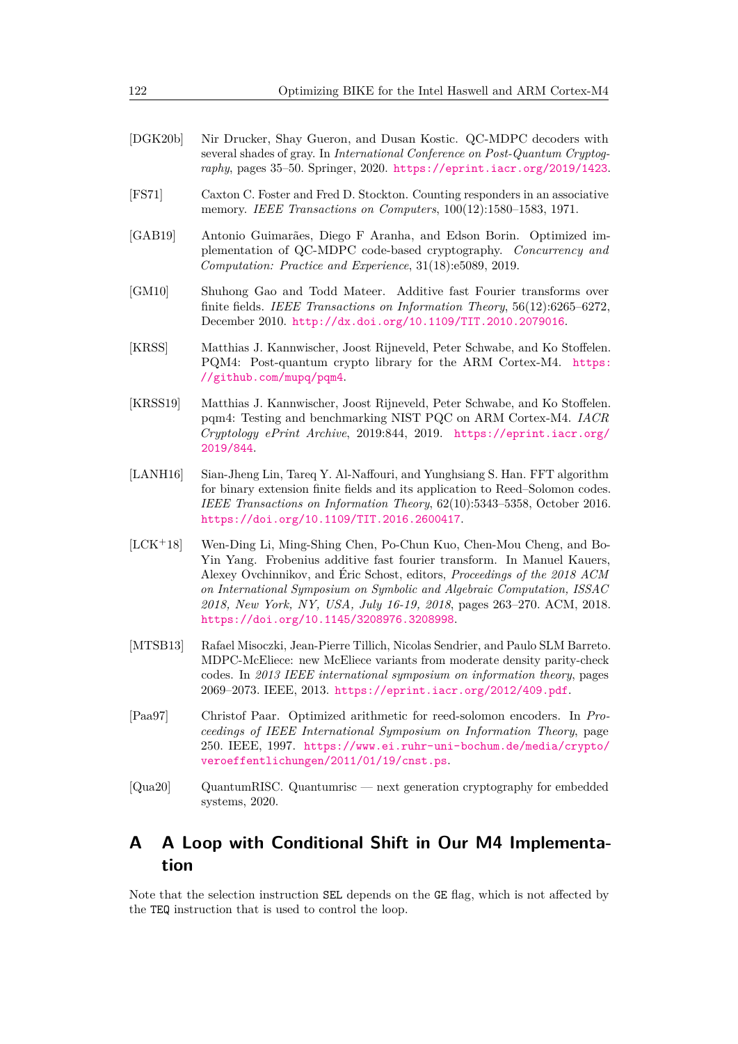[DGK20b] Nir Drucker, Shay Gueron, and Dusan Kostic. QC-MDPC decoders with several shades of gray. In *International Conference on Post-Quantum Cryptography*, pages 35–50. Springer, 2020. https://eprint.iacr.org/2019/1423.

[FS71] Caxton C. Foster and Fred D. Stockton. Counting responders in an associative memory. *IEEE Transactions on Computers*, 100(12):1580–1583, 1971.

[GAB19] Antonio Guimarães, Diego F Aranha, and Edson Borin. Optimized implementation of QC-MDPC code-based cryptography. *Concurrency and Computation: Practice and Experience*, 31(18):e5089, 2019.

[GM10] Shuhong Gao and Todd Mateer. Additive fast Fourier transforms over finite fields. *IEEE Transactions on Information Theory*, 56(12):6265–6272, December 2010. http://dx.doi.org/10.1109/TIT.2010.2079016.

[KRSS] Matthias J. Kannwischer, Joost Rijneveld, Peter Schwabe, and Ko Stoffelen. PQM4: Post-quantum crypto library for the ARM Cortex-M4. https://github.com/mupq/pqm4.

[KRSS19] Matthias J. Kannwischer, Joost Rijneveld, Peter Schwabe, and Ko Stoffelen. pqm4: Testing and benchmarking NIST PQC on ARM Cortex-M4. *IACR Cryptology ePrint Archive*, 2019:844, 2019. https://eprint.iacr.org/2019/844.

[LANH16] Sian-Jheng Lin, Tareq Y. Al-Naffouri, and Yunghsiang S. Han. FFT algorithm for binary extension finite fields and its application to Reed–Solomon codes. *IEEE Transactions on Information Theory*, 62(10):5343–5358, October 2016. https://doi.org/10.1109/TIT.2016.2600417.

[LCK+18] Wen-Ding Li, Ming-Shing Chen, Po-Chun Kuo, Chen-Mou Cheng, and Bo-Yin Yang. Frobenius additive fast fourier transform. In Manuel Kauers, Alexey Ovchinnikov, and Éric Schost, editors, *Proceedings of the 2018 ACM on International Symposium on Symbolic and Algebraic Computation, ISSAC 2018, New York, NY, USA, July 16-19, 2018*, pages 263–270. ACM, 2018. https://doi.org/10.1145/3208976.3208998.

[MTSB13] Rafael Misoczki, Jean-Pierre Tillich, Nicolas Sendrier, and Paulo SLM Barreto. MDPC-McEliece: new McEliece variants from moderate density parity-check codes. In *2013 IEEE international symposium on information theory*, pages 2069–2073. IEEE, 2013. https://eprint.iacr.org/2012/409.pdf.

[Paa97] Christof Paar. Optimized arithmetic for reed-solomon encoders. In *Proceedings of IEEE International Symposium on Information Theory*, page 250. IEEE, 1997. https://www.ei.ruhr-uni-bochum.de/media/crypto/veroeffentlichungen/2011/01/19/cnst.ps.

[Qua20] QuantumRISC. Quantumrisc — next generation cryptography for embedded systems, 2020.

# A A Loop with Conditional Shift in Our M4 Implementation

Note that the selection instruction `SEL` depends on the `GE` flag, which is not affected by the `TEQ` instruction that is used to control the loop.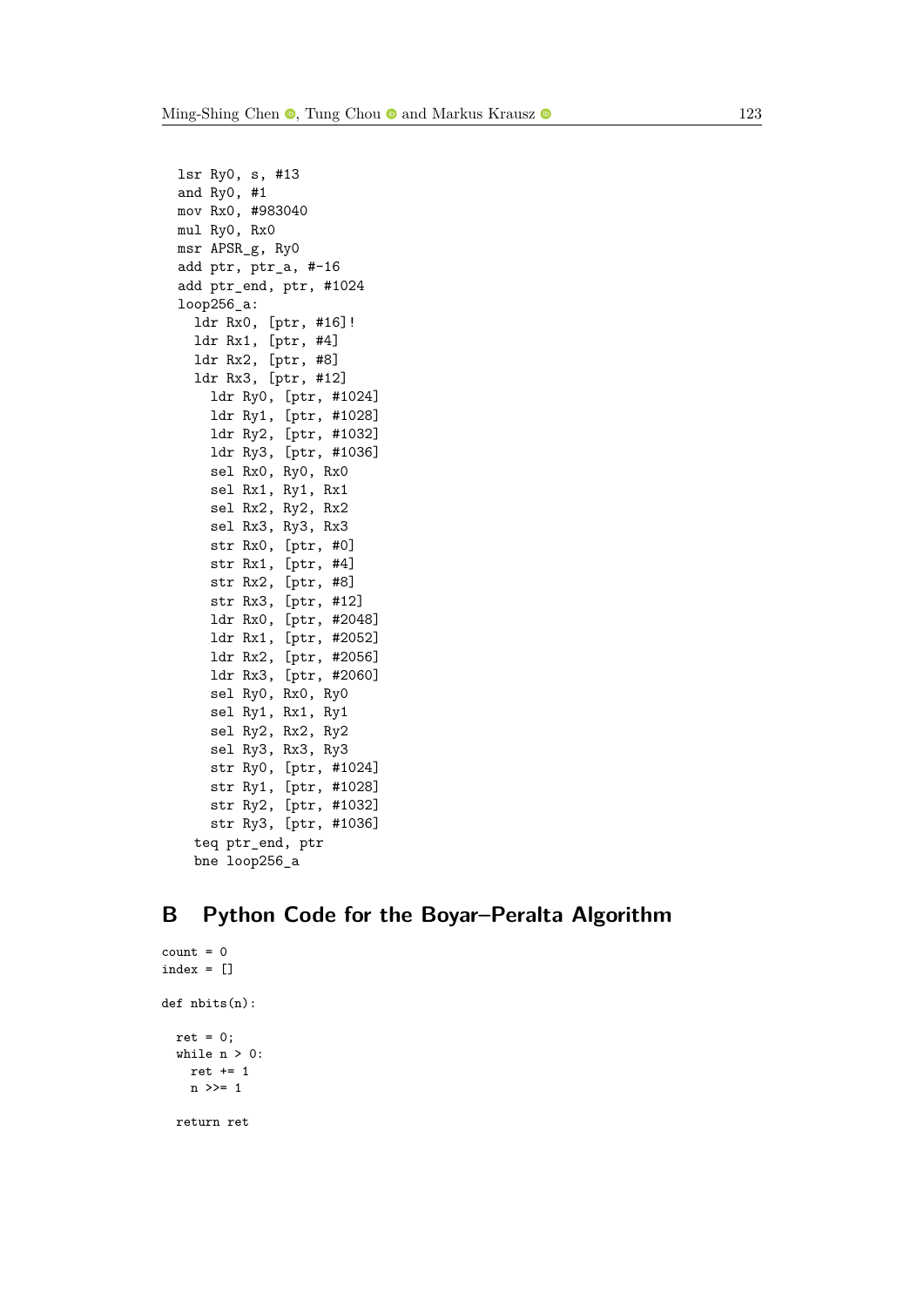```
  lsr Ry0, s, #13
  and Ry0, #1
  mov Rx0, #983040
  mul Ry0, Rx0
  msr APSR_g, Ry0
  add ptr, ptr_a, #-16
  add ptr_end, ptr, #1024
  loop256_a:
    ldr Rx0, [ptr, #16]!
    ldr Rx1, [ptr, #4]
    ldr Rx2, [ptr, #8]
    ldr Rx3, [ptr, #12]
      ldr Ry0, [ptr, #1024]
      ldr Ry1, [ptr, #1028]
      ldr Ry2, [ptr, #1032]
      ldr Ry3, [ptr, #1036]
      sel Rx0, Ry0, Rx0
      sel Rx1, Ry1, Rx1
      sel Rx2, Ry2, Rx2
      sel Rx3, Ry3, Rx3
      str Rx0, [ptr, #0]
      str Rx1, [ptr, #4]
      str Rx2, [ptr, #8]
      str Rx3, [ptr, #12]
      ldr Rx0, [ptr, #2048]
      ldr Rx1, [ptr, #2052]
      ldr Rx2, [ptr, #2056]
      ldr Rx3, [ptr, #2060]
      sel Ry0, Rx0, Ry0
      sel Ry1, Rx1, Ry1
      sel Ry2, Rx2, Ry2
      sel Ry3, Rx3, Ry3
      str Ry0, [ptr, #1024]
      str Ry1, [ptr, #1028]
      str Ry2, [ptr, #1032]
      str Ry3, [ptr, #1036]
    teq ptr_end, ptr
    bne loop256_a
```

# B Python Code for the Boyar–Peralta Algorithm

```
count = 0
index = []

def nbits(n):

  ret = 0;
  while n > 0:
    ret += 1
    n >>= 1

  return ret
```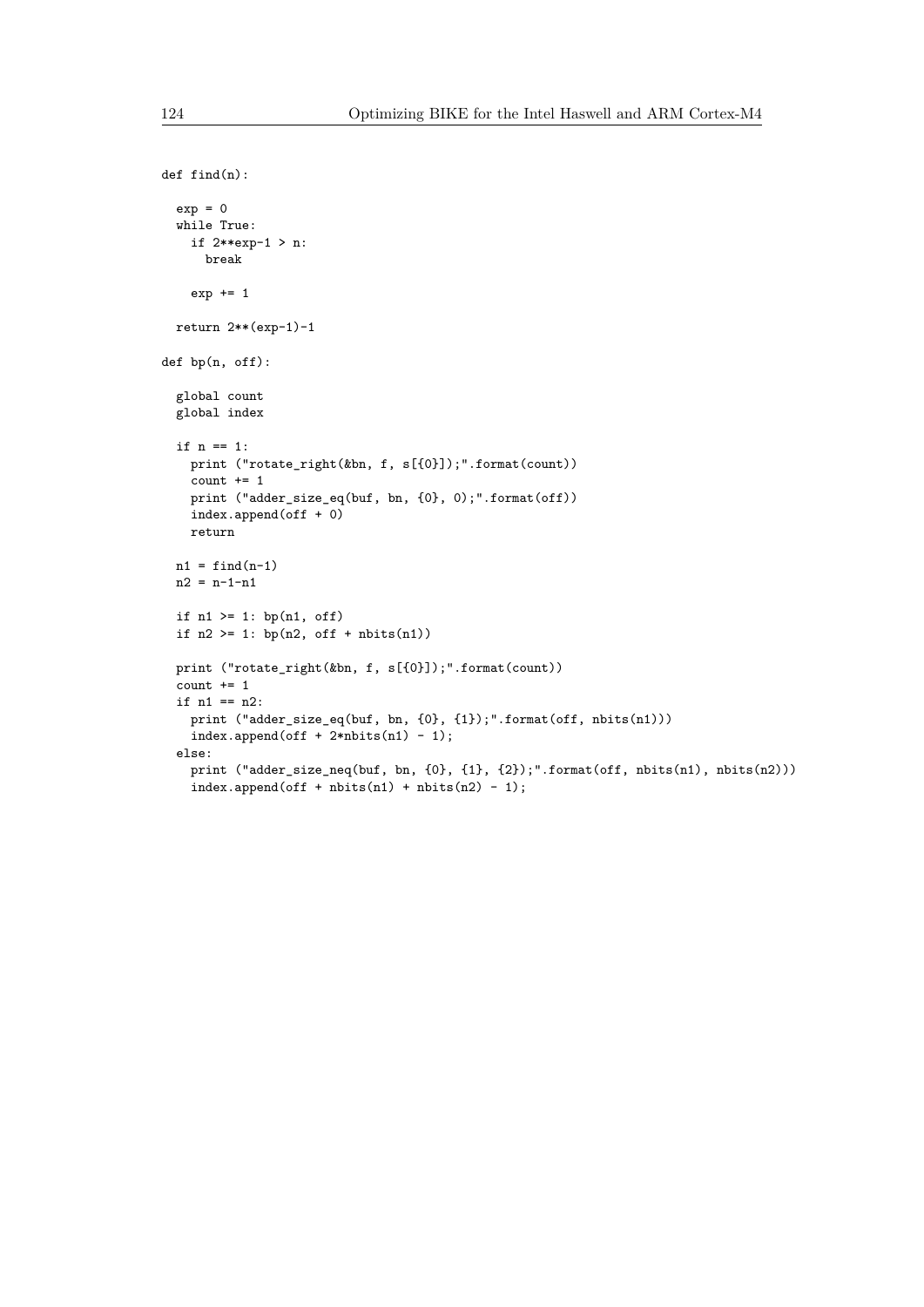```python
def find(n):

  exp = 0
  while True:
    if 2**exp-1 > n:
      break

    exp += 1

  return 2**(exp-1)-1

def bp(n, off):

  global count
  global index

  if n == 1:
    print ("rotate_right(&bn, f, s[{0}]);".format(count))
    count += 1
    print ("adder_size_eq(buf, bn, {0}, 0);".format(off))
    index.append(off + 0)
    return

  n1 = find(n-1)
  n2 = n-1-n1

  if n1 >= 1: bp(n1, off)
  if n2 >= 1: bp(n2, off + nbits(n1))

  print ("rotate_right(&bn, f, s[{0}]);".format(count))
  count += 1
  if n1 == n2:
    print ("adder_size_eq(buf, bn, {0}, {1});".format(off, nbits(n1)))
    index.append(off + 2*nbits(n1) - 1);
  else:
    print ("adder_size_neq(buf, bn, {0}, {1}, {2});".format(off, nbits(n1), nbits(n2)))
    index.append(off + nbits(n1) + nbits(n2) - 1);
```